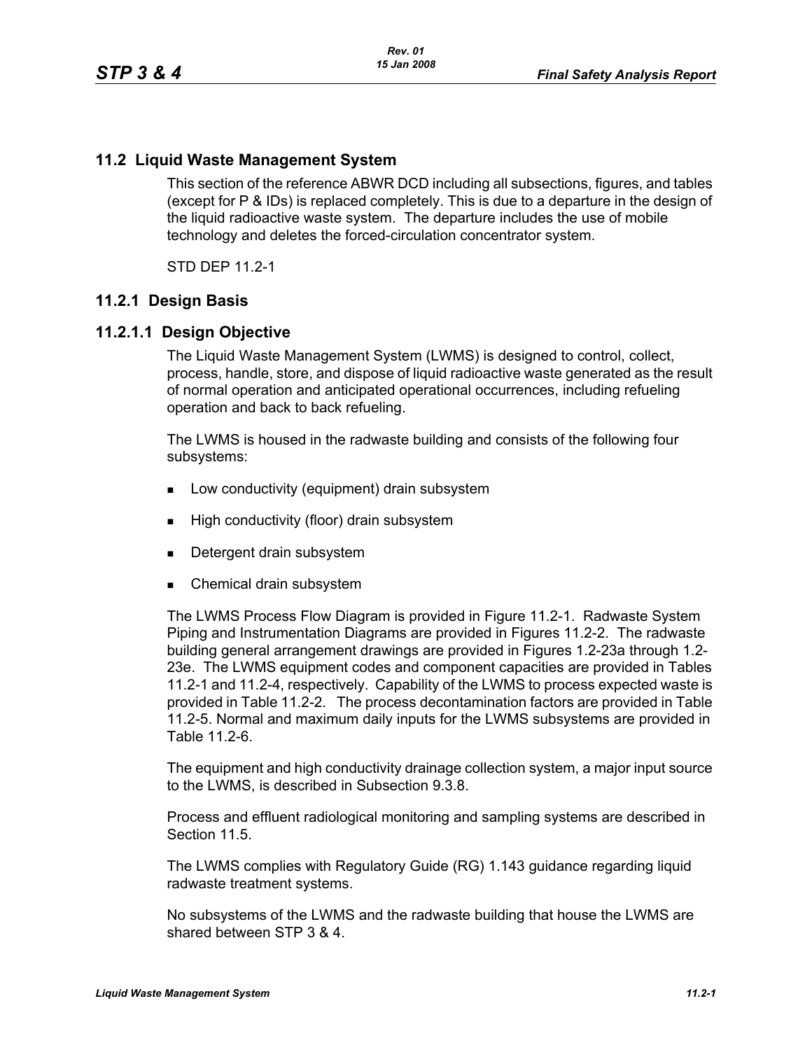## 11.2 Liquid Waste Management System

This section of the reference ABWR DCD including all subsections, figures, and tables (except for P & IDs) is replaced completely. This is due to a departure in the design of the liquid radioactive waste system. The departure includes the use of mobile technology and deletes the forced-circulation concentrator system.

STD DEP 11.2-1

### 11.2.1 Design Basis

#### 11.2.1.1 Design Objective

The Liquid Waste Management System (LWMS) is designed to control, collect, process, handle, store, and dispose of liquid radioactive waste generated as the result of normal operation and anticipated operational occurrences, including refueling operation and back to back refueling.

The LWMS is housed in the radwaste building and consists of the following four subsystems:

- Low conductivity (equipment) drain subsystem
- High conductivity (floor) drain subsystem
- Detergent drain subsystem
- Chemical drain subsystem

The LWMS Process Flow Diagram is provided in Figure 11.2-1. Radwaste System Piping and Instrumentation Diagrams are provided in Figures 11.2-2. The radwaste building general arrangement drawings are provided in Figures 1.2-23a through 1.2-23e. The LWMS equipment codes and component capacities are provided in Tables 11.2-1 and 11.2-4, respectively. Capability of the LWMS to process expected waste is provided in Table 11.2-2. The process decontamination factors are provided in Table 11.2-5. Normal and maximum daily inputs for the LWMS subsystems are provided in Table 11.2-6.

The equipment and high conductivity drainage collection system, a major input source to the LWMS, is described in Subsection 9.3.8.

Process and effluent radiological monitoring and sampling systems are described in Section 11.5.

The LWMS complies with Regulatory Guide (RG) 1.143 guidance regarding liquid radwaste treatment systems.

No subsystems of the LWMS and the radwaste building that house the LWMS are shared between STP 3 & 4.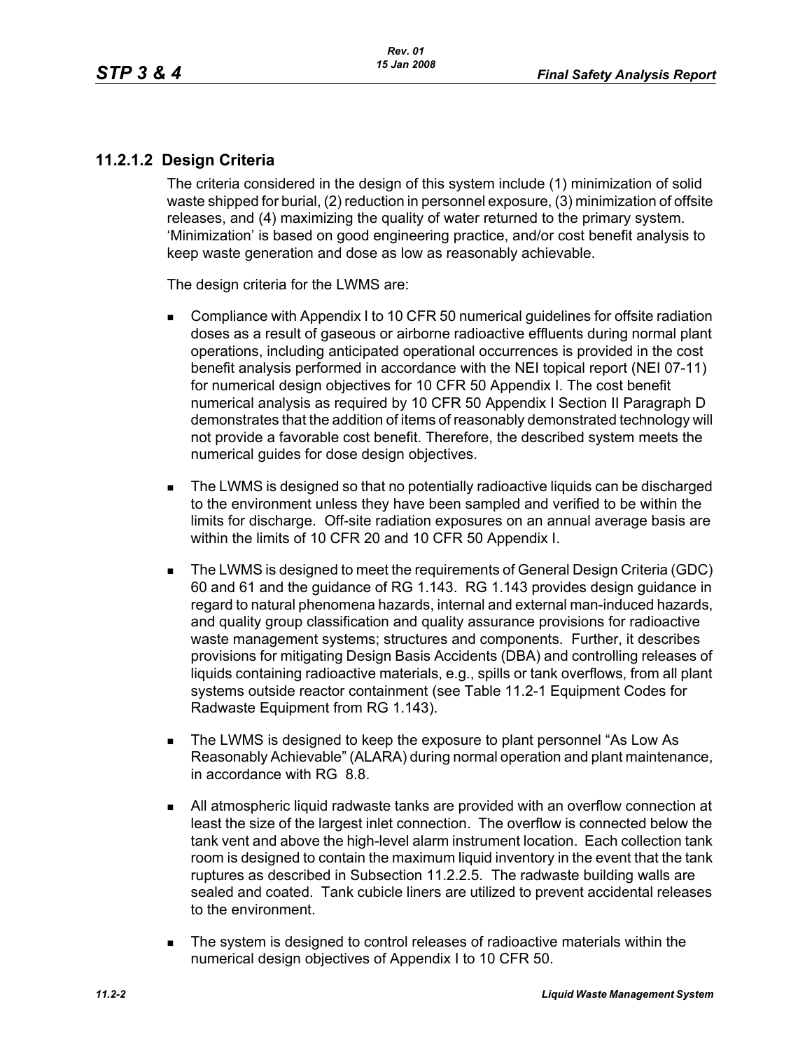### 11.2.1.2 Design Criteria

The criteria considered in the design of this system include (1) minimization of solid waste shipped for burial, (2) reduction in personnel exposure, (3) minimization of offsite releases, and (4) maximizing the quality of water returned to the primary system. 'Minimization' is based on good engineering practice, and/or cost benefit analysis to keep waste generation and dose as low as reasonably achievable.

The design criteria for the LWMS are:

- Compliance with Appendix I to 10 CFR 50 numerical guidelines for offsite radiation doses as a result of gaseous or airborne radioactive effluents during normal plant operations, including anticipated operational occurrences is provided in the cost benefit analysis performed in accordance with the NEI topical report (NEI 07-11) for numerical design objectives for 10 CFR 50 Appendix I. The cost benefit numerical analysis as required by 10 CFR 50 Appendix I Section II Paragraph D demonstrates that the addition of items of reasonably demonstrated technology will not provide a favorable cost benefit. Therefore, the described system meets the numerical guides for dose design objectives.
- The LWMS is designed so that no potentially radioactive liquids can be discharged to the environment unless they have been sampled and verified to be within the limits for discharge. Off-site radiation exposures on an annual average basis are within the limits of 10 CFR 20 and 10 CFR 50 Appendix I.
- The LWMS is designed to meet the requirements of General Design Criteria (GDC) 60 and 61 and the guidance of RG 1.143. RG 1.143 provides design guidance in regard to natural phenomena hazards, internal and external man-induced hazards, and quality group classification and quality assurance provisions for radioactive waste management systems; structures and components. Further, it describes provisions for mitigating Design Basis Accidents (DBA) and controlling releases of liquids containing radioactive materials, e.g., spills or tank overflows, from all plant systems outside reactor containment (see Table 11.2-1 Equipment Codes for Radwaste Equipment from RG 1.143).
- The LWMS is designed to keep the exposure to plant personnel "As Low As Reasonably Achievable" (ALARA) during normal operation and plant maintenance, in accordance with RG 8.8.
- All atmospheric liquid radwaste tanks are provided with an overflow connection at least the size of the largest inlet connection. The overflow is connected below the tank vent and above the high-level alarm instrument location. Each collection tank room is designed to contain the maximum liquid inventory in the event that the tank ruptures as described in Subsection 11.2.2.5. The radwaste building walls are sealed and coated. Tank cubicle liners are utilized to prevent accidental releases to the environment.
- The system is designed to control releases of radioactive materials within the numerical design objectives of Appendix I to 10 CFR 50.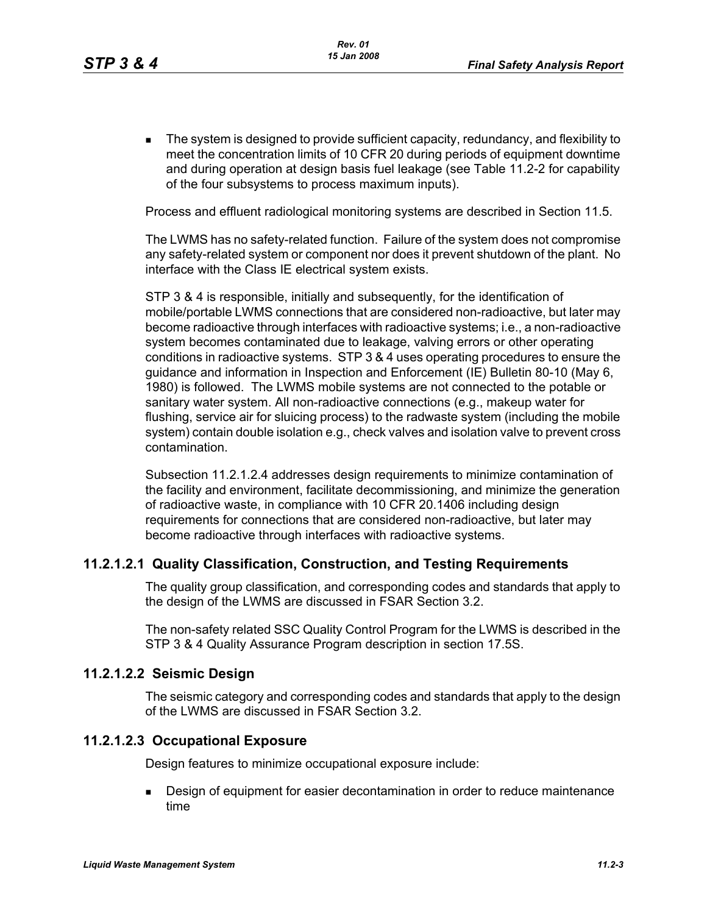- The system is designed to provide sufficient capacity, redundancy, and flexibility to meet the concentration limits of 10 CFR 20 during periods of equipment downtime and during operation at design basis fuel leakage (see Table 11.2-2 for capability of the four subsystems to process maximum inputs).

Process and effluent radiological monitoring systems are described in Section 11.5.

The LWMS has no safety-related function. Failure of the system does not compromise any safety-related system or component nor does it prevent shutdown of the plant. No interface with the Class IE electrical system exists.

STP 3 & 4 is responsible, initially and subsequently, for the identification of mobile/portable LWMS connections that are considered non-radioactive, but later may become radioactive through interfaces with radioactive systems; i.e., a non-radioactive system becomes contaminated due to leakage, valving errors or other operating conditions in radioactive systems. STP 3 & 4 uses operating procedures to ensure the guidance and information in Inspection and Enforcement (IE) Bulletin 80-10 (May 6, 1980) is followed. The LWMS mobile systems are not connected to the potable or sanitary water system. All non-radioactive connections (e.g., makeup water for flushing, service air for sluicing process) to the radwaste system (including the mobile system) contain double isolation e.g., check valves and isolation valve to prevent cross contamination.

Subsection 11.2.1.2.4 addresses design requirements to minimize contamination of the facility and environment, facilitate decommissioning, and minimize the generation of radioactive waste, in compliance with 10 CFR 20.1406 including design requirements for connections that are considered non-radioactive, but later may become radioactive through interfaces with radioactive systems.

### 11.2.1.2.1 Quality Classification, Construction, and Testing Requirements

The quality group classification, and corresponding codes and standards that apply to the design of the LWMS are discussed in FSAR Section 3.2.

The non-safety related SSC Quality Control Program for the LWMS is described in the STP 3 & 4 Quality Assurance Program description in section 17.5S.

### 11.2.1.2.2 Seismic Design

The seismic category and corresponding codes and standards that apply to the design of the LWMS are discussed in FSAR Section 3.2.

### 11.2.1.2.3 Occupational Exposure

Design features to minimize occupational exposure include:

- Design of equipment for easier decontamination in order to reduce maintenance time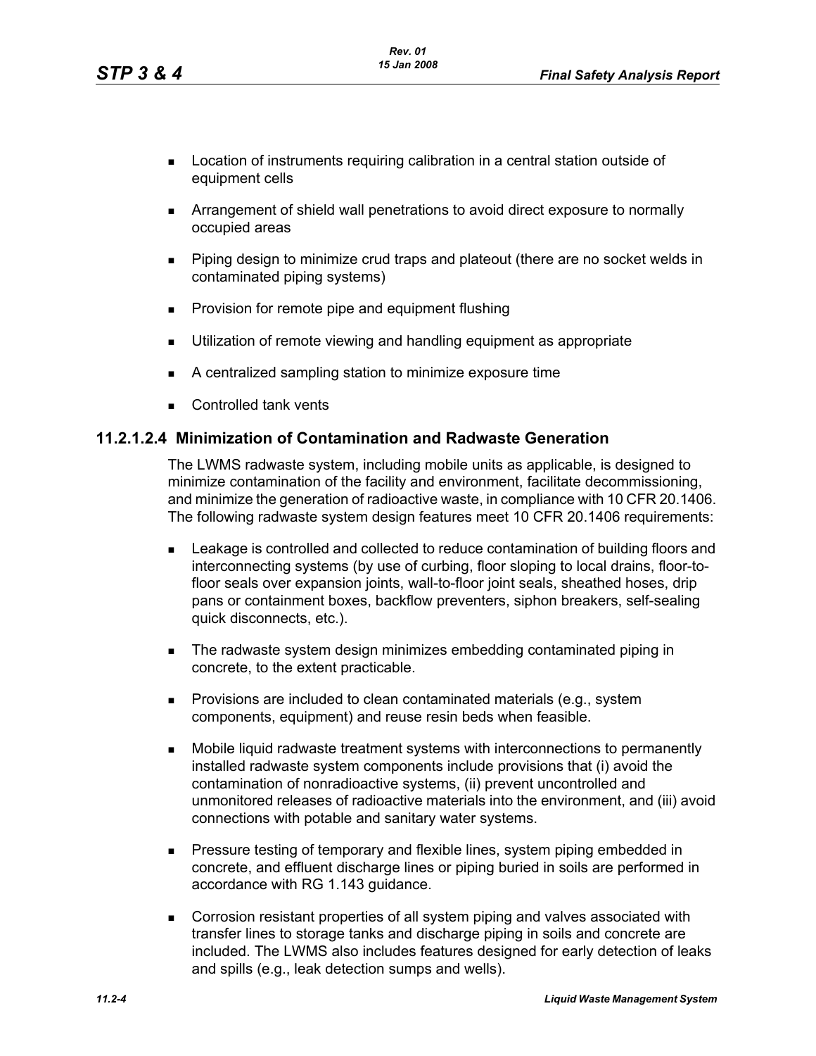- Location of instruments requiring calibration in a central station outside of equipment cells
- Arrangement of shield wall penetrations to avoid direct exposure to normally occupied areas
- Piping design to minimize crud traps and plateout (there are no socket welds in contaminated piping systems)
- Provision for remote pipe and equipment flushing
- Utilization of remote viewing and handling equipment as appropriate
- A centralized sampling station to minimize exposure time
- Controlled tank vents

#### 11.2.1.2.4 Minimization of Contamination and Radwaste Generation

The LWMS radwaste system, including mobile units as applicable, is designed to minimize contamination of the facility and environment, facilitate decommissioning, and minimize the generation of radioactive waste, in compliance with 10 CFR 20.1406. The following radwaste system design features meet 10 CFR 20.1406 requirements:

- Leakage is controlled and collected to reduce contamination of building floors and interconnecting systems (by use of curbing, floor sloping to local drains, floor-to-floor seals over expansion joints, wall-to-floor joint seals, sheathed hoses, drip pans or containment boxes, backflow preventers, siphon breakers, self-sealing quick disconnects, etc.).
- The radwaste system design minimizes embedding contaminated piping in concrete, to the extent practicable.
- Provisions are included to clean contaminated materials (e.g., system components, equipment) and reuse resin beds when feasible.
- Mobile liquid radwaste treatment systems with interconnections to permanently installed radwaste system components include provisions that (i) avoid the contamination of nonradioactive systems, (ii) prevent uncontrolled and unmonitored releases of radioactive materials into the environment, and (iii) avoid connections with potable and sanitary water systems.
- Pressure testing of temporary and flexible lines, system piping embedded in concrete, and effluent discharge lines or piping buried in soils are performed in accordance with RG 1.143 guidance.
- Corrosion resistant properties of all system piping and valves associated with transfer lines to storage tanks and discharge piping in soils and concrete are included. The LWMS also includes features designed for early detection of leaks and spills (e.g., leak detection sumps and wells).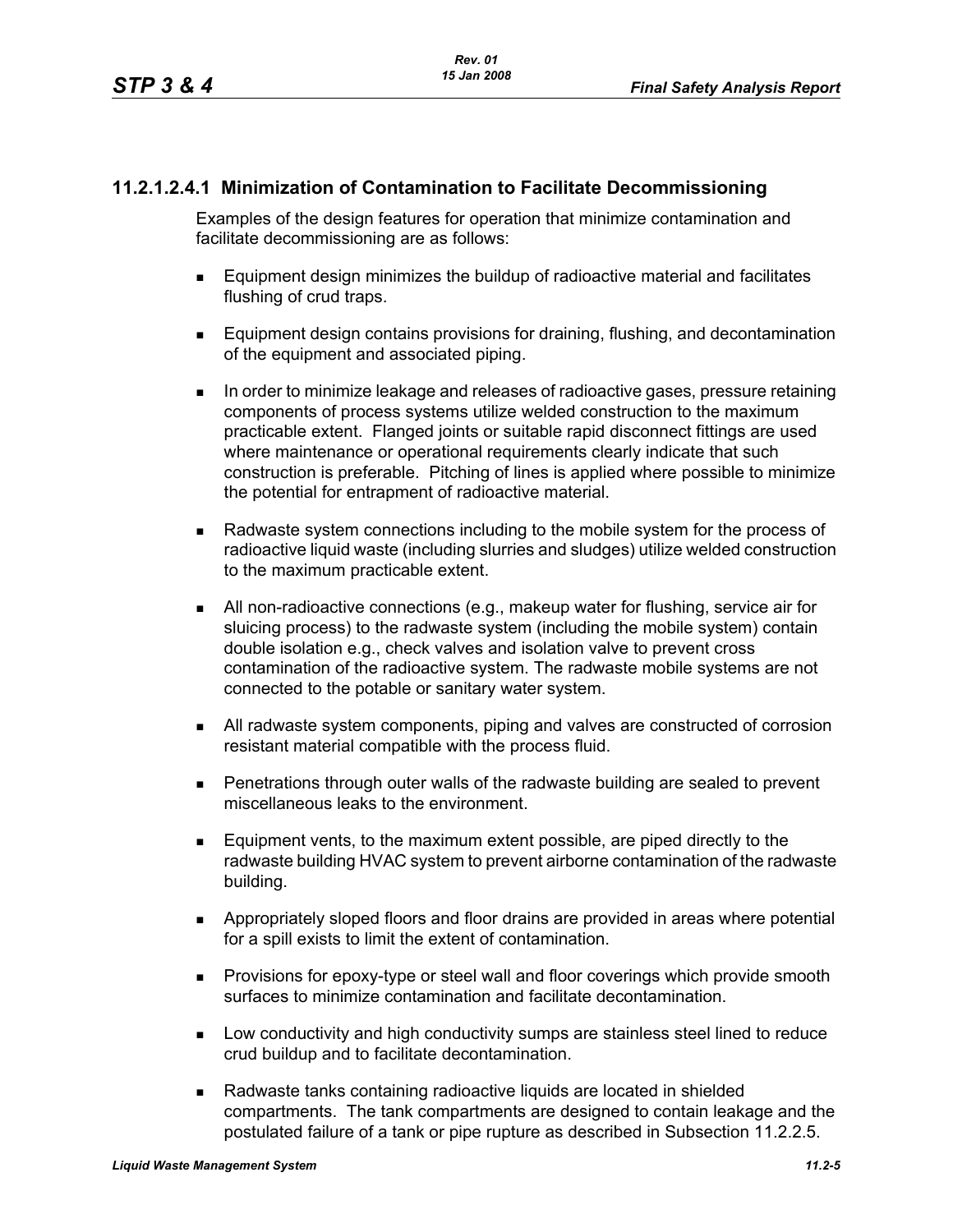#### 11.2.1.2.4.1 Minimization of Contamination to Facilitate Decommissioning

Examples of the design features for operation that minimize contamination and facilitate decommissioning are as follows:

- Equipment design minimizes the buildup of radioactive material and facilitates flushing of crud traps.
- Equipment design contains provisions for draining, flushing, and decontamination of the equipment and associated piping.
- In order to minimize leakage and releases of radioactive gases, pressure retaining components of process systems utilize welded construction to the maximum practicable extent. Flanged joints or suitable rapid disconnect fittings are used where maintenance or operational requirements clearly indicate that such construction is preferable. Pitching of lines is applied where possible to minimize the potential for entrapment of radioactive material.
- Radwaste system connections including to the mobile system for the process of radioactive liquid waste (including slurries and sludges) utilize welded construction to the maximum practicable extent.
- All non-radioactive connections (e.g., makeup water for flushing, service air for sluicing process) to the radwaste system (including the mobile system) contain double isolation e.g., check valves and isolation valve to prevent cross contamination of the radioactive system. The radwaste mobile systems are not connected to the potable or sanitary water system.
- All radwaste system components, piping and valves are constructed of corrosion resistant material compatible with the process fluid.
- Penetrations through outer walls of the radwaste building are sealed to prevent miscellaneous leaks to the environment.
- Equipment vents, to the maximum extent possible, are piped directly to the radwaste building HVAC system to prevent airborne contamination of the radwaste building.
- Appropriately sloped floors and floor drains are provided in areas where potential for a spill exists to limit the extent of contamination.
- Provisions for epoxy-type or steel wall and floor coverings which provide smooth surfaces to minimize contamination and facilitate decontamination.
- Low conductivity and high conductivity sumps are stainless steel lined to reduce crud buildup and to facilitate decontamination.
- Radwaste tanks containing radioactive liquids are located in shielded compartments. The tank compartments are designed to contain leakage and the postulated failure of a tank or pipe rupture as described in Subsection 11.2.2.5.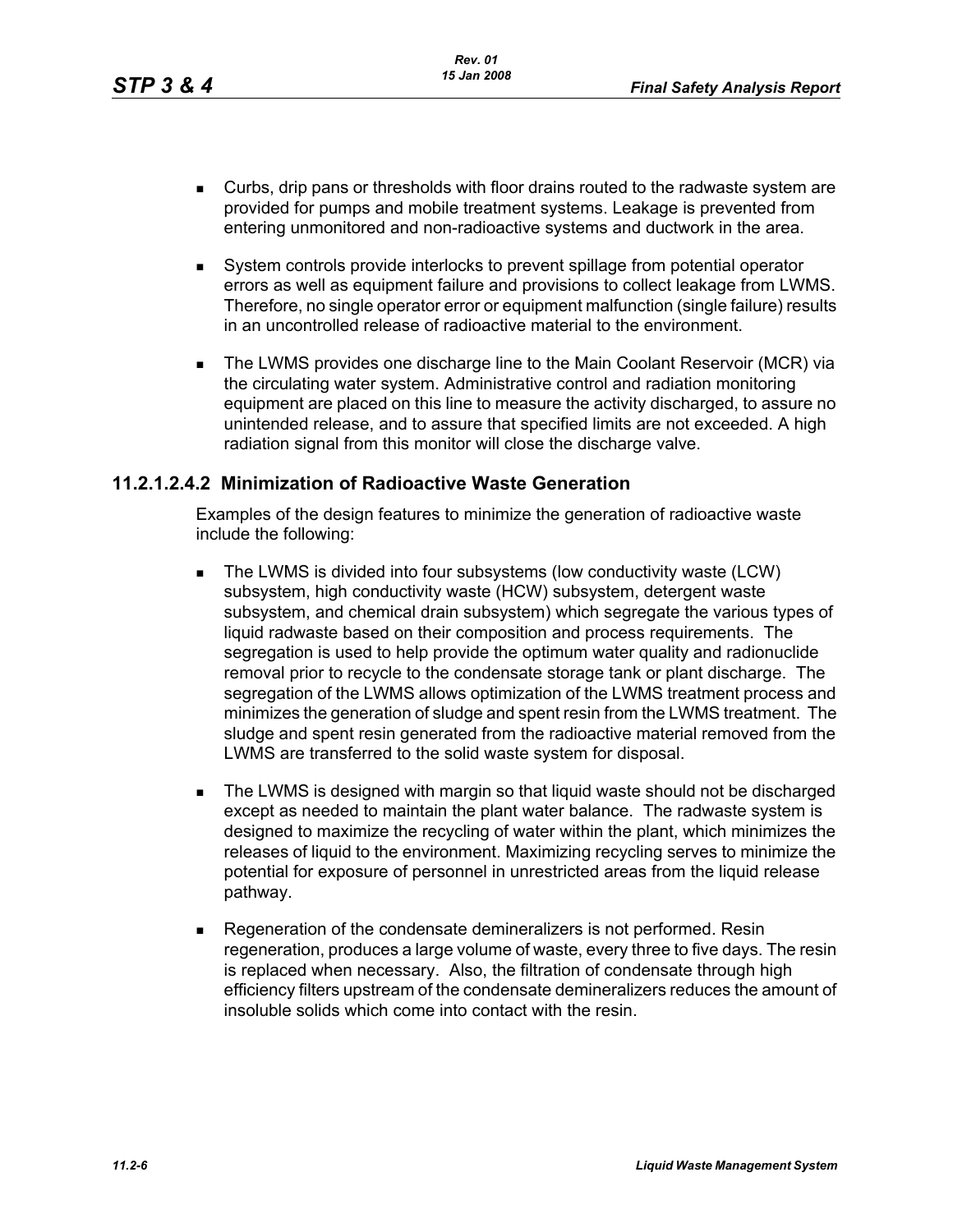- Curbs, drip pans or thresholds with floor drains routed to the radwaste system are provided for pumps and mobile treatment systems. Leakage is prevented from entering unmonitored and non-radioactive systems and ductwork in the area.

- System controls provide interlocks to prevent spillage from potential operator errors as well as equipment failure and provisions to collect leakage from LWMS. Therefore, no single operator error or equipment malfunction (single failure) results in an uncontrolled release of radioactive material to the environment.

- The LWMS provides one discharge line to the Main Coolant Reservoir (MCR) via the circulating water system. Administrative control and radiation monitoring equipment are placed on this line to measure the activity discharged, to assure no unintended release, and to assure that specified limits are not exceeded. A high radiation signal from this monitor will close the discharge valve.

### 11.2.1.2.4.2 Minimization of Radioactive Waste Generation

Examples of the design features to minimize the generation of radioactive waste include the following:

- The LWMS is divided into four subsystems (low conductivity waste (LCW) subsystem, high conductivity waste (HCW) subsystem, detergent waste subsystem, and chemical drain subsystem) which segregate the various types of liquid radwaste based on their composition and process requirements. The segregation is used to help provide the optimum water quality and radionuclide removal prior to recycle to the condensate storage tank or plant discharge. The segregation of the LWMS allows optimization of the LWMS treatment process and minimizes the generation of sludge and spent resin from the LWMS treatment. The sludge and spent resin generated from the radioactive material removed from the LWMS are transferred to the solid waste system for disposal.

- The LWMS is designed with margin so that liquid waste should not be discharged except as needed to maintain the plant water balance. The radwaste system is designed to maximize the recycling of water within the plant, which minimizes the releases of liquid to the environment. Maximizing recycling serves to minimize the potential for exposure of personnel in unrestricted areas from the liquid release pathway.

- Regeneration of the condensate demineralizers is not performed. Resin regeneration, produces a large volume of waste, every three to five days. The resin is replaced when necessary. Also, the filtration of condensate through high efficiency filters upstream of the condensate demineralizers reduces the amount of insoluble solids which come into contact with the resin.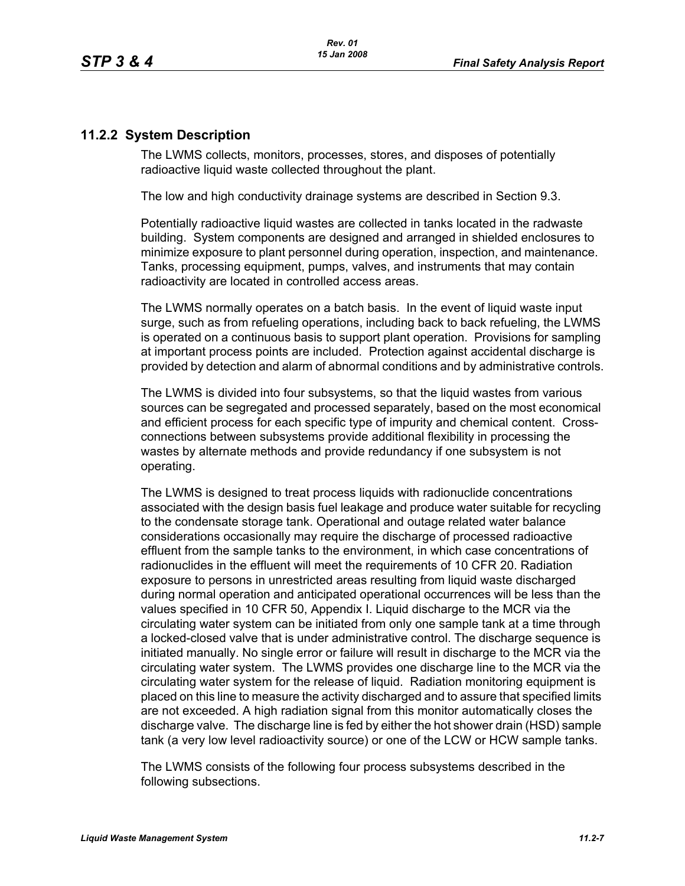## 11.2.2 System Description

The LWMS collects, monitors, processes, stores, and disposes of potentially radioactive liquid waste collected throughout the plant.

The low and high conductivity drainage systems are described in Section 9.3.

Potentially radioactive liquid wastes are collected in tanks located in the radwaste building. System components are designed and arranged in shielded enclosures to minimize exposure to plant personnel during operation, inspection, and maintenance. Tanks, processing equipment, pumps, valves, and instruments that may contain radioactivity are located in controlled access areas.

The LWMS normally operates on a batch basis. In the event of liquid waste input surge, such as from refueling operations, including back to back refueling, the LWMS is operated on a continuous basis to support plant operation. Provisions for sampling at important process points are included. Protection against accidental discharge is provided by detection and alarm of abnormal conditions and by administrative controls.

The LWMS is divided into four subsystems, so that the liquid wastes from various sources can be segregated and processed separately, based on the most economical and efficient process for each specific type of impurity and chemical content. Cross-connections between subsystems provide additional flexibility in processing the wastes by alternate methods and provide redundancy if one subsystem is not operating.

The LWMS is designed to treat process liquids with radionuclide concentrations associated with the design basis fuel leakage and produce water suitable for recycling to the condensate storage tank. Operational and outage related water balance considerations occasionally may require the discharge of processed radioactive effluent from the sample tanks to the environment, in which case concentrations of radionuclides in the effluent will meet the requirements of 10 CFR 20. Radiation exposure to persons in unrestricted areas resulting from liquid waste discharged during normal operation and anticipated operational occurrences will be less than the values specified in 10 CFR 50, Appendix I. Liquid discharge to the MCR via the circulating water system can be initiated from only one sample tank at a time through a locked-closed valve that is under administrative control. The discharge sequence is initiated manually. No single error or failure will result in discharge to the MCR via the circulating water system. The LWMS provides one discharge line to the MCR via the circulating water system for the release of liquid. Radiation monitoring equipment is placed on this line to measure the activity discharged and to assure that specified limits are not exceeded. A high radiation signal from this monitor automatically closes the discharge valve. The discharge line is fed by either the hot shower drain (HSD) sample tank (a very low level radioactivity source) or one of the LCW or HCW sample tanks.

The LWMS consists of the following four process subsystems described in the following subsections.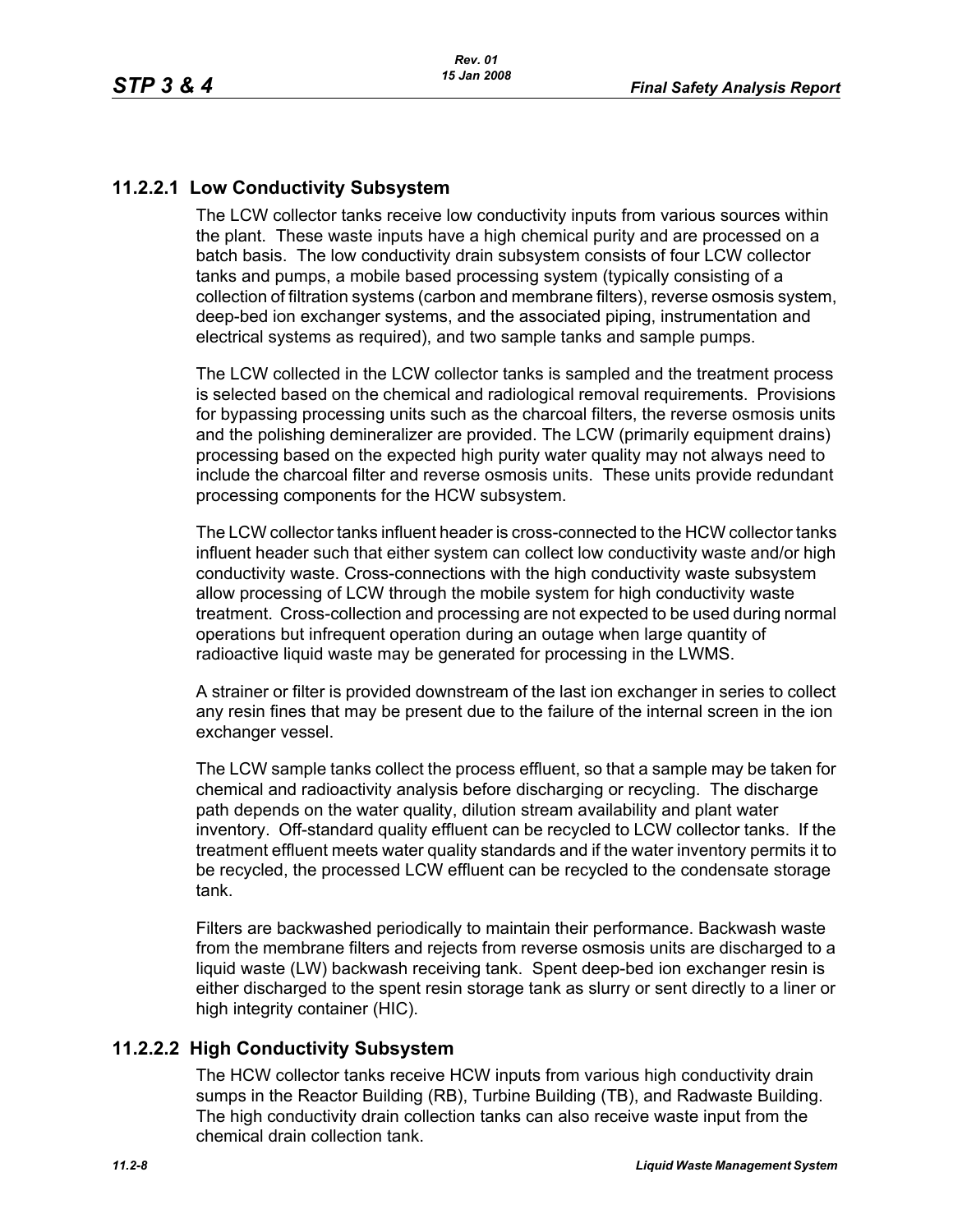### 11.2.2.1 Low Conductivity Subsystem

The LCW collector tanks receive low conductivity inputs from various sources within the plant. These waste inputs have a high chemical purity and are processed on a batch basis. The low conductivity drain subsystem consists of four LCW collector tanks and pumps, a mobile based processing system (typically consisting of a collection of filtration systems (carbon and membrane filters), reverse osmosis system, deep-bed ion exchanger systems, and the associated piping, instrumentation and electrical systems as required), and two sample tanks and sample pumps.

The LCW collected in the LCW collector tanks is sampled and the treatment process is selected based on the chemical and radiological removal requirements. Provisions for bypassing processing units such as the charcoal filters, the reverse osmosis units and the polishing demineralizer are provided. The LCW (primarily equipment drains) processing based on the expected high purity water quality may not always need to include the charcoal filter and reverse osmosis units. These units provide redundant processing components for the HCW subsystem.

The LCW collector tanks influent header is cross-connected to the HCW collector tanks influent header such that either system can collect low conductivity waste and/or high conductivity waste. Cross-connections with the high conductivity waste subsystem allow processing of LCW through the mobile system for high conductivity waste treatment. Cross-collection and processing are not expected to be used during normal operations but infrequent operation during an outage when large quantity of radioactive liquid waste may be generated for processing in the LWMS.

A strainer or filter is provided downstream of the last ion exchanger in series to collect any resin fines that may be present due to the failure of the internal screen in the ion exchanger vessel.

The LCW sample tanks collect the process effluent, so that a sample may be taken for chemical and radioactivity analysis before discharging or recycling. The discharge path depends on the water quality, dilution stream availability and plant water inventory. Off-standard quality effluent can be recycled to LCW collector tanks. If the treatment effluent meets water quality standards and if the water inventory permits it to be recycled, the processed LCW effluent can be recycled to the condensate storage tank.

Filters are backwashed periodically to maintain their performance. Backwash waste from the membrane filters and rejects from reverse osmosis units are discharged to a liquid waste (LW) backwash receiving tank. Spent deep-bed ion exchanger resin is either discharged to the spent resin storage tank as slurry or sent directly to a liner or high integrity container (HIC).

### 11.2.2.2 High Conductivity Subsystem

The HCW collector tanks receive HCW inputs from various high conductivity drain sumps in the Reactor Building (RB), Turbine Building (TB), and Radwaste Building. The high conductivity drain collection tanks can also receive waste input from the chemical drain collection tank.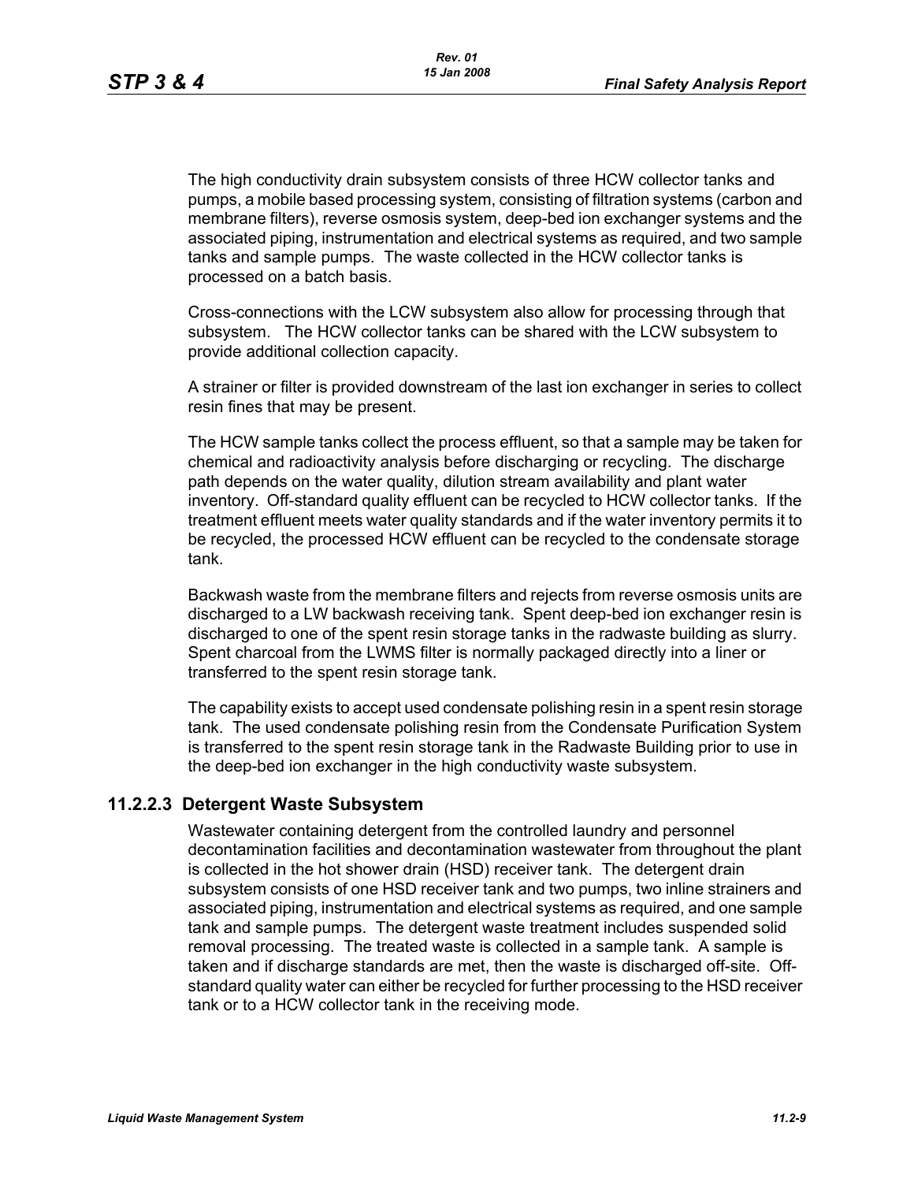The high conductivity drain subsystem consists of three HCW collector tanks and pumps, a mobile based processing system, consisting of filtration systems (carbon and membrane filters), reverse osmosis system, deep-bed ion exchanger systems and the associated piping, instrumentation and electrical systems as required, and two sample tanks and sample pumps. The waste collected in the HCW collector tanks is processed on a batch basis.

Cross-connections with the LCW subsystem also allow for processing through that subsystem. The HCW collector tanks can be shared with the LCW subsystem to provide additional collection capacity.

A strainer or filter is provided downstream of the last ion exchanger in series to collect resin fines that may be present.

The HCW sample tanks collect the process effluent, so that a sample may be taken for chemical and radioactivity analysis before discharging or recycling. The discharge path depends on the water quality, dilution stream availability and plant water inventory. Off-standard quality effluent can be recycled to HCW collector tanks. If the treatment effluent meets water quality standards and if the water inventory permits it to be recycled, the processed HCW effluent can be recycled to the condensate storage tank.

Backwash waste from the membrane filters and rejects from reverse osmosis units are discharged to a LW backwash receiving tank. Spent deep-bed ion exchanger resin is discharged to one of the spent resin storage tanks in the radwaste building as slurry. Spent charcoal from the LWMS filter is normally packaged directly into a liner or transferred to the spent resin storage tank.

The capability exists to accept used condensate polishing resin in a spent resin storage tank. The used condensate polishing resin from the Condensate Purification System is transferred to the spent resin storage tank in the Radwaste Building prior to use in the deep-bed ion exchanger in the high conductivity waste subsystem.

### 11.2.2.3 Detergent Waste Subsystem

Wastewater containing detergent from the controlled laundry and personnel decontamination facilities and decontamination wastewater from throughout the plant is collected in the hot shower drain (HSD) receiver tank. The detergent drain subsystem consists of one HSD receiver tank and two pumps, two inline strainers and associated piping, instrumentation and electrical systems as required, and one sample tank and sample pumps. The detergent waste treatment includes suspended solid removal processing. The treated waste is collected in a sample tank. A sample is taken and if discharge standards are met, then the waste is discharged off-site. Off-standard quality water can either be recycled for further processing to the HSD receiver tank or to a HCW collector tank in the receiving mode.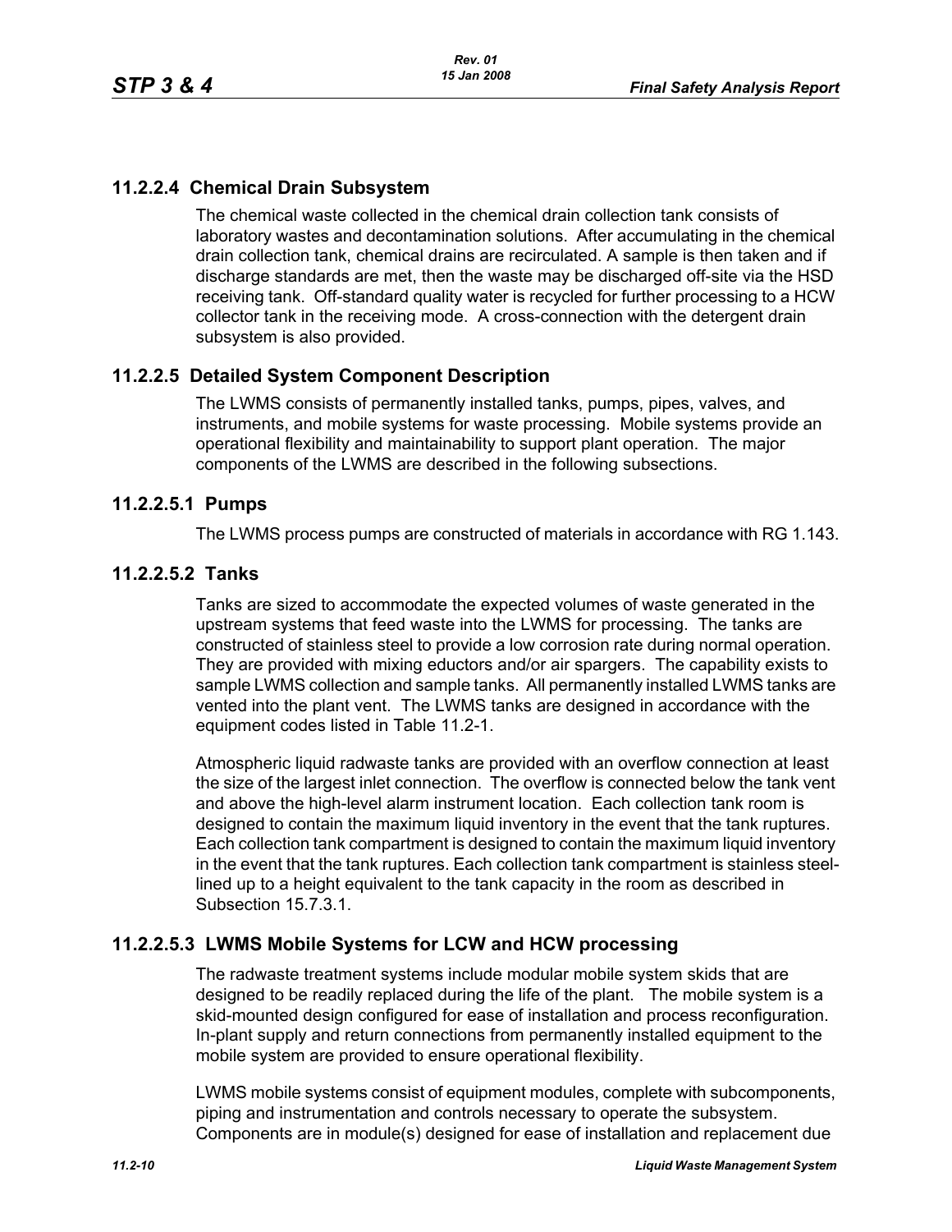### 11.2.2.4 Chemical Drain Subsystem

The chemical waste collected in the chemical drain collection tank consists of laboratory wastes and decontamination solutions. After accumulating in the chemical drain collection tank, chemical drains are recirculated. A sample is then taken and if discharge standards are met, then the waste may be discharged off-site via the HSD receiving tank. Off-standard quality water is recycled for further processing to a HCW collector tank in the receiving mode. A cross-connection with the detergent drain subsystem is also provided.

### 11.2.2.5 Detailed System Component Description

The LWMS consists of permanently installed tanks, pumps, pipes, valves, and instruments, and mobile systems for waste processing. Mobile systems provide an operational flexibility and maintainability to support plant operation. The major components of the LWMS are described in the following subsections.

#### 11.2.2.5.1 Pumps

The LWMS process pumps are constructed of materials in accordance with RG 1.143.

#### 11.2.2.5.2 Tanks

Tanks are sized to accommodate the expected volumes of waste generated in the upstream systems that feed waste into the LWMS for processing. The tanks are constructed of stainless steel to provide a low corrosion rate during normal operation. They are provided with mixing eductors and/or air spargers. The capability exists to sample LWMS collection and sample tanks. All permanently installed LWMS tanks are vented into the plant vent. The LWMS tanks are designed in accordance with the equipment codes listed in Table 11.2-1.

Atmospheric liquid radwaste tanks are provided with an overflow connection at least the size of the largest inlet connection. The overflow is connected below the tank vent and above the high-level alarm instrument location. Each collection tank room is designed to contain the maximum liquid inventory in the event that the tank ruptures. Each collection tank compartment is designed to contain the maximum liquid inventory in the event that the tank ruptures. Each collection tank compartment is stainless steel-lined up to a height equivalent to the tank capacity in the room as described in Subsection 15.7.3.1.

#### 11.2.2.5.3 LWMS Mobile Systems for LCW and HCW processing

The radwaste treatment systems include modular mobile system skids that are designed to be readily replaced during the life of the plant. The mobile system is a skid-mounted design configured for ease of installation and process reconfiguration. In-plant supply and return connections from permanently installed equipment to the mobile system are provided to ensure operational flexibility.

LWMS mobile systems consist of equipment modules, complete with subcomponents, piping and instrumentation and controls necessary to operate the subsystem. Components are in module(s) designed for ease of installation and replacement due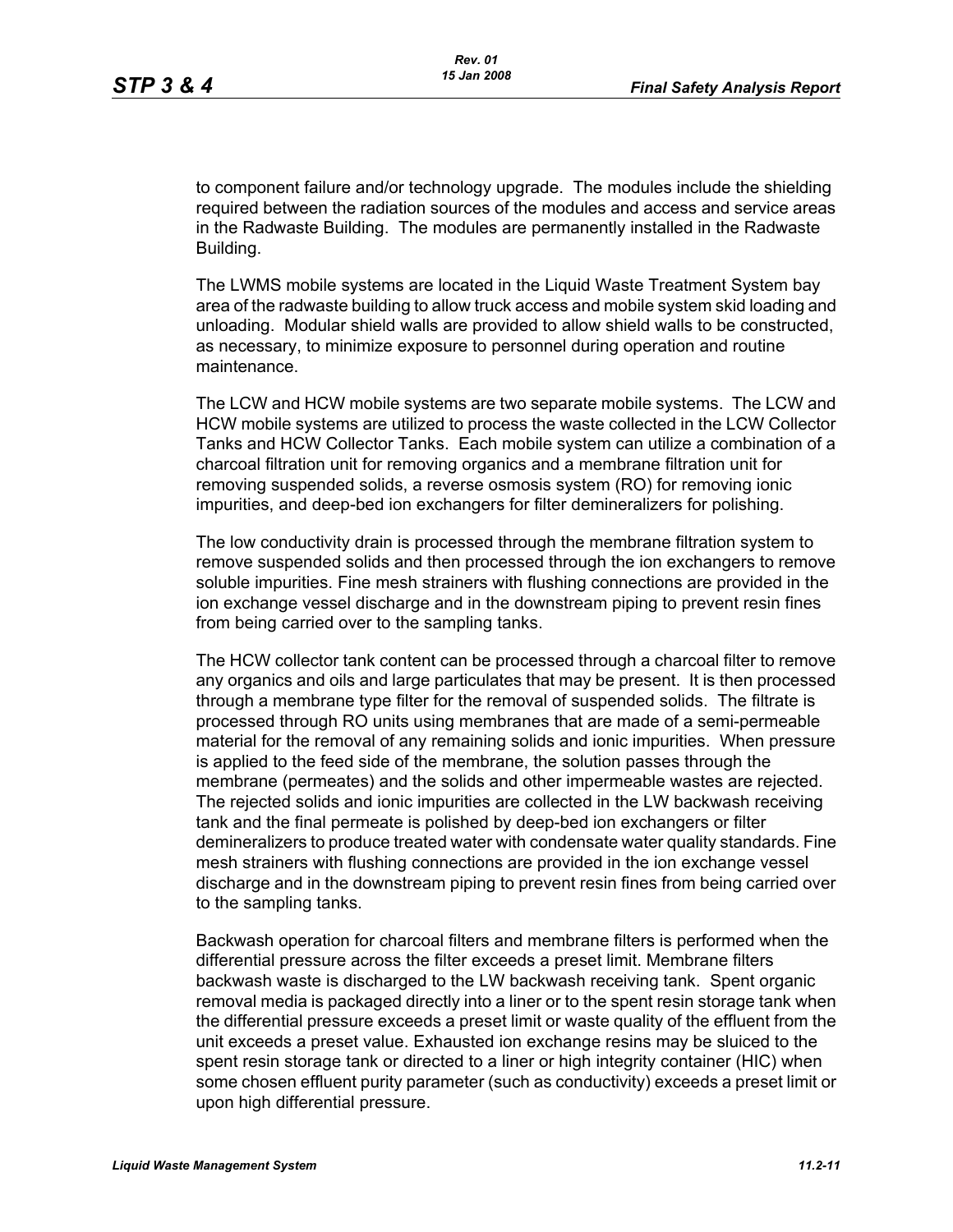to component failure and/or technology upgrade. The modules include the shielding required between the radiation sources of the modules and access and service areas in the Radwaste Building. The modules are permanently installed in the Radwaste Building.

The LWMS mobile systems are located in the Liquid Waste Treatment System bay area of the radwaste building to allow truck access and mobile system skid loading and unloading. Modular shield walls are provided to allow shield walls to be constructed, as necessary, to minimize exposure to personnel during operation and routine maintenance.

The LCW and HCW mobile systems are two separate mobile systems. The LCW and HCW mobile systems are utilized to process the waste collected in the LCW Collector Tanks and HCW Collector Tanks. Each mobile system can utilize a combination of a charcoal filtration unit for removing organics and a membrane filtration unit for removing suspended solids, a reverse osmosis system (RO) for removing ionic impurities, and deep-bed ion exchangers for filter demineralizers for polishing.

The low conductivity drain is processed through the membrane filtration system to remove suspended solids and then processed through the ion exchangers to remove soluble impurities. Fine mesh strainers with flushing connections are provided in the ion exchange vessel discharge and in the downstream piping to prevent resin fines from being carried over to the sampling tanks.

The HCW collector tank content can be processed through a charcoal filter to remove any organics and oils and large particulates that may be present. It is then processed through a membrane type filter for the removal of suspended solids. The filtrate is processed through RO units using membranes that are made of a semi-permeable material for the removal of any remaining solids and ionic impurities. When pressure is applied to the feed side of the membrane, the solution passes through the membrane (permeates) and the solids and other impermeable wastes are rejected. The rejected solids and ionic impurities are collected in the LW backwash receiving tank and the final permeate is polished by deep-bed ion exchangers or filter demineralizers to produce treated water with condensate water quality standards. Fine mesh strainers with flushing connections are provided in the ion exchange vessel discharge and in the downstream piping to prevent resin fines from being carried over to the sampling tanks.

Backwash operation for charcoal filters and membrane filters is performed when the differential pressure across the filter exceeds a preset limit. Membrane filters backwash waste is discharged to the LW backwash receiving tank. Spent organic removal media is packaged directly into a liner or to the spent resin storage tank when the differential pressure exceeds a preset limit or waste quality of the effluent from the unit exceeds a preset value. Exhausted ion exchange resins may be sluiced to the spent resin storage tank or directed to a liner or high integrity container (HIC) when some chosen effluent purity parameter (such as conductivity) exceeds a preset limit or upon high differential pressure.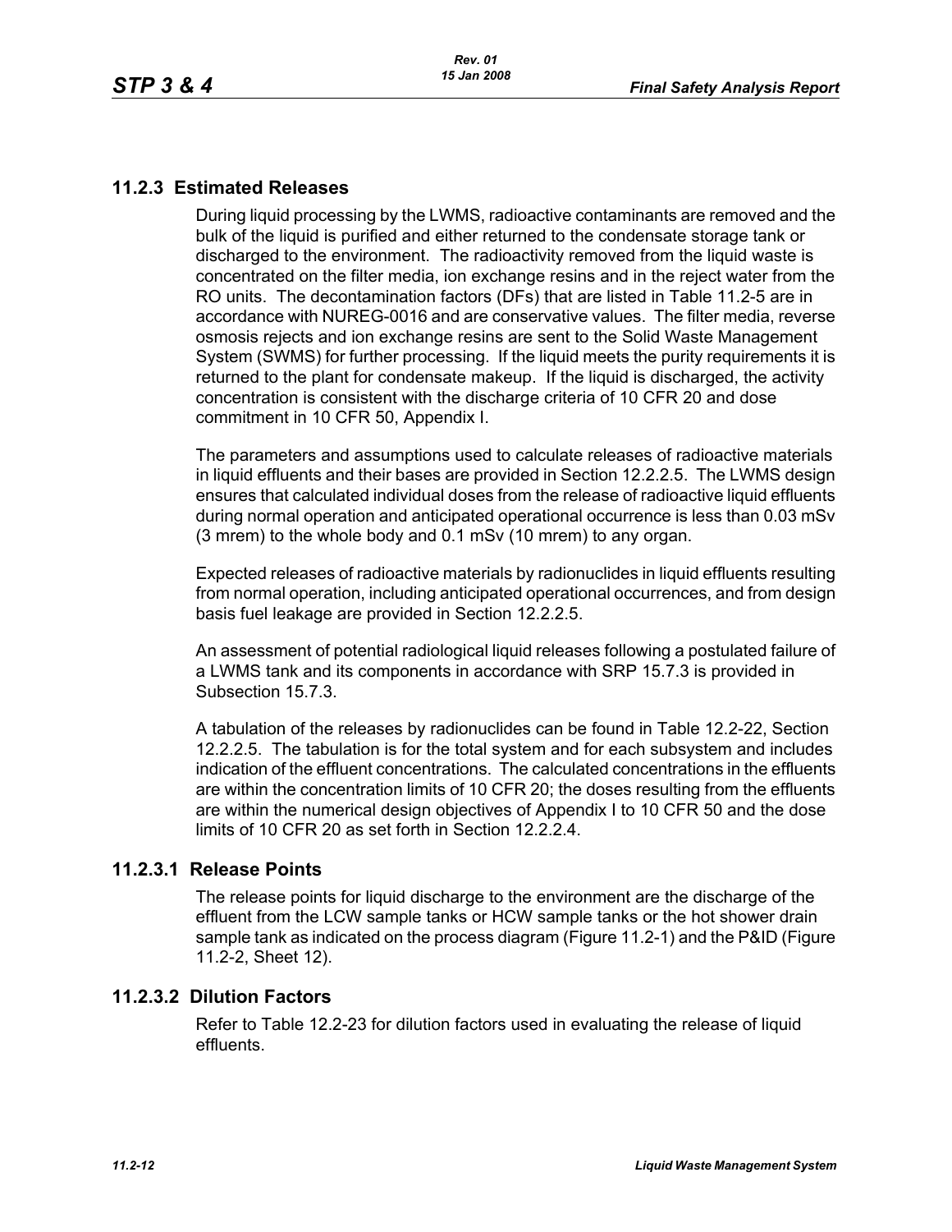## 11.2.3 Estimated Releases

During liquid processing by the LWMS, radioactive contaminants are removed and the bulk of the liquid is purified and either returned to the condensate storage tank or discharged to the environment. The radioactivity removed from the liquid waste is concentrated on the filter media, ion exchange resins and in the reject water from the RO units. The decontamination factors (DFs) that are listed in Table 11.2-5 are in accordance with NUREG-0016 and are conservative values. The filter media, reverse osmosis rejects and ion exchange resins are sent to the Solid Waste Management System (SWMS) for further processing. If the liquid meets the purity requirements it is returned to the plant for condensate makeup. If the liquid is discharged, the activity concentration is consistent with the discharge criteria of 10 CFR 20 and dose commitment in 10 CFR 50, Appendix I.

The parameters and assumptions used to calculate releases of radioactive materials in liquid effluents and their bases are provided in Section 12.2.2.5. The LWMS design ensures that calculated individual doses from the release of radioactive liquid effluents during normal operation and anticipated operational occurrence is less than 0.03 mSv (3 mrem) to the whole body and 0.1 mSv (10 mrem) to any organ.

Expected releases of radioactive materials by radionuclides in liquid effluents resulting from normal operation, including anticipated operational occurrences, and from design basis fuel leakage are provided in Section 12.2.2.5.

An assessment of potential radiological liquid releases following a postulated failure of a LWMS tank and its components in accordance with SRP 15.7.3 is provided in Subsection 15.7.3.

A tabulation of the releases by radionuclides can be found in Table 12.2-22, Section 12.2.2.5. The tabulation is for the total system and for each subsystem and includes indication of the effluent concentrations. The calculated concentrations in the effluents are within the concentration limits of 10 CFR 20; the doses resulting from the effluents are within the numerical design objectives of Appendix I to 10 CFR 50 and the dose limits of 10 CFR 20 as set forth in Section 12.2.2.4.

### 11.2.3.1 Release Points

The release points for liquid discharge to the environment are the discharge of the effluent from the LCW sample tanks or HCW sample tanks or the hot shower drain sample tank as indicated on the process diagram (Figure 11.2-1) and the P&ID (Figure 11.2-2, Sheet 12).

### 11.2.3.2 Dilution Factors

Refer to Table 12.2-23 for dilution factors used in evaluating the release of liquid effluents.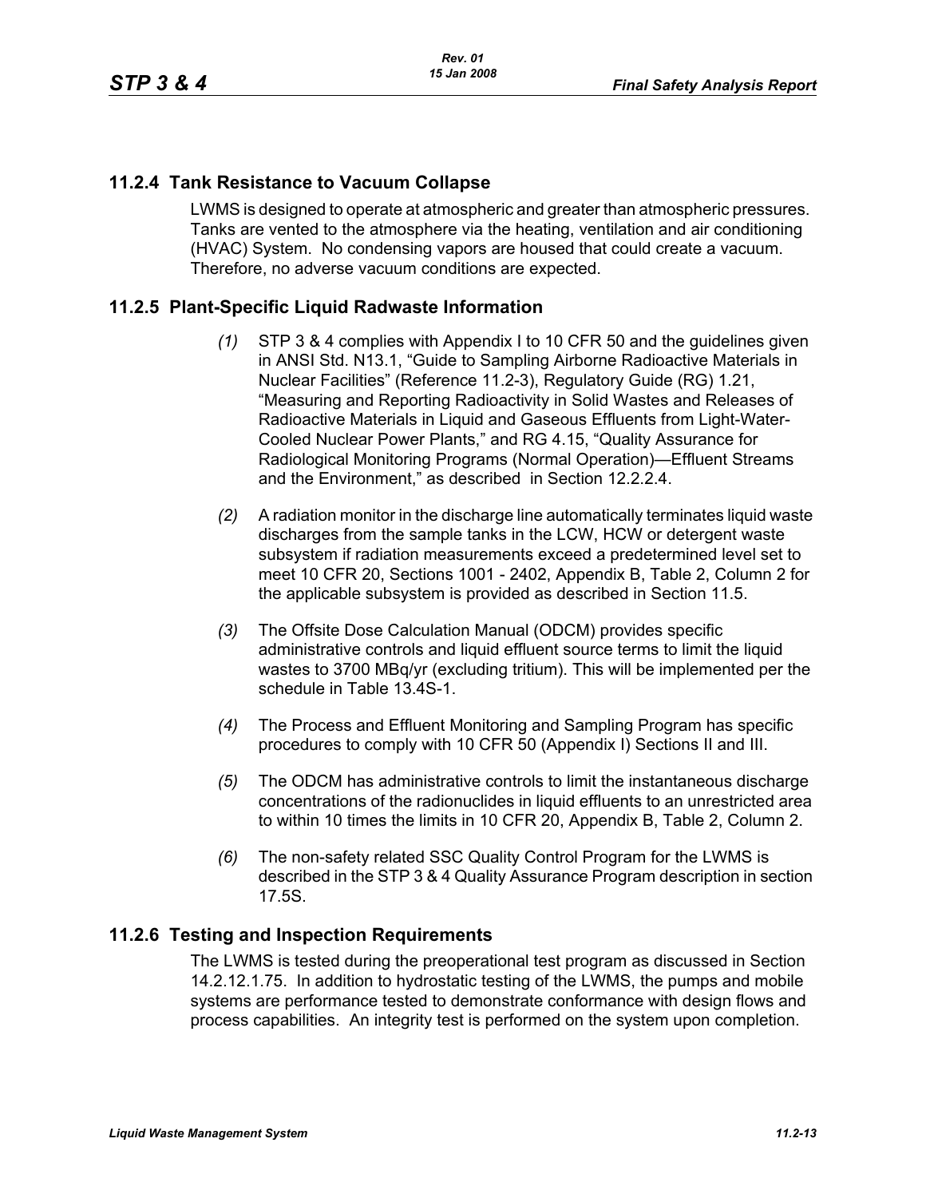## 11.2.4 Tank Resistance to Vacuum Collapse

LWMS is designed to operate at atmospheric and greater than atmospheric pressures. Tanks are vented to the atmosphere via the heating, ventilation and air conditioning (HVAC) System. No condensing vapors are housed that could create a vacuum. Therefore, no adverse vacuum conditions are expected.

## 11.2.5 Plant-Specific Liquid Radwaste Information

*(1)* STP 3 & 4 complies with Appendix I to 10 CFR 50 and the guidelines given in ANSI Std. N13.1, “Guide to Sampling Airborne Radioactive Materials in Nuclear Facilities” (Reference 11.2-3), Regulatory Guide (RG) 1.21, “Measuring and Reporting Radioactivity in Solid Wastes and Releases of Radioactive Materials in Liquid and Gaseous Effluents from Light-Water-Cooled Nuclear Power Plants,” and RG 4.15, “Quality Assurance for Radiological Monitoring Programs (Normal Operation)—Effluent Streams and the Environment,” as described in Section 12.2.2.4.

*(2)* A radiation monitor in the discharge line automatically terminates liquid waste discharges from the sample tanks in the LCW, HCW or detergent waste subsystem if radiation measurements exceed a predetermined level set to meet 10 CFR 20, Sections 1001 - 2402, Appendix B, Table 2, Column 2 for the applicable subsystem is provided as described in Section 11.5.

*(3)* The Offsite Dose Calculation Manual (ODCM) provides specific administrative controls and liquid effluent source terms to limit the liquid wastes to 3700 MBq/yr (excluding tritium). This will be implemented per the schedule in Table 13.4S-1.

*(4)* The Process and Effluent Monitoring and Sampling Program has specific procedures to comply with 10 CFR 50 (Appendix I) Sections II and III.

*(5)* The ODCM has administrative controls to limit the instantaneous discharge concentrations of the radionuclides in liquid effluents to an unrestricted area to within 10 times the limits in 10 CFR 20, Appendix B, Table 2, Column 2.

*(6)* The non-safety related SSC Quality Control Program for the LWMS is described in the STP 3 & 4 Quality Assurance Program description in section 17.5S.

## 11.2.6 Testing and Inspection Requirements

The LWMS is tested during the preoperational test program as discussed in Section 14.2.12.1.75. In addition to hydrostatic testing of the LWMS, the pumps and mobile systems are performance tested to demonstrate conformance with design flows and process capabilities. An integrity test is performed on the system upon completion.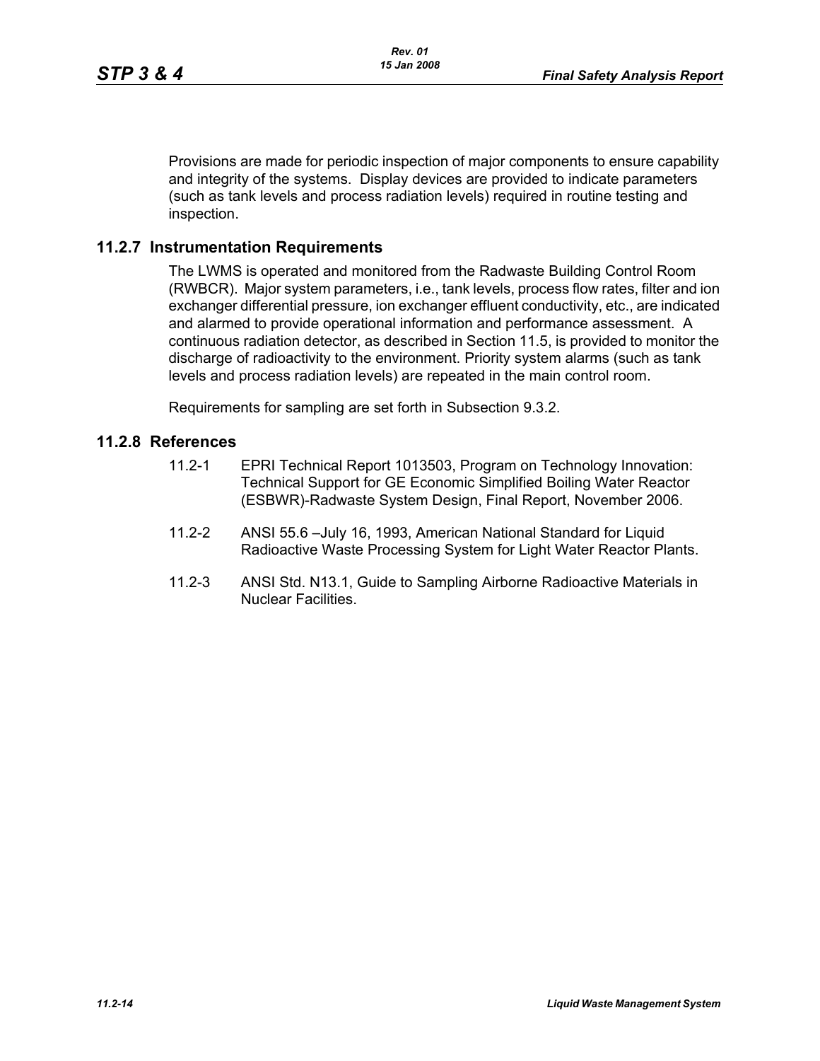Provisions are made for periodic inspection of major components to ensure capability and integrity of the systems. Display devices are provided to indicate parameters (such as tank levels and process radiation levels) required in routine testing and inspection.

## 11.2.7 Instrumentation Requirements

The LWMS is operated and monitored from the Radwaste Building Control Room (RWBCR). Major system parameters, i.e., tank levels, process flow rates, filter and ion exchanger differential pressure, ion exchanger effluent conductivity, etc., are indicated and alarmed to provide operational information and performance assessment. A continuous radiation detector, as described in Section 11.5, is provided to monitor the discharge of radioactivity to the environment. Priority system alarms (such as tank levels and process radiation levels) are repeated in the main control room.

Requirements for sampling are set forth in Subsection 9.3.2.

## 11.2.8 References

11.2-1 EPRI Technical Report 1013503, Program on Technology Innovation: Technical Support for GE Economic Simplified Boiling Water Reactor (ESBWR)-Radwaste System Design, Final Report, November 2006.

11.2-2 ANSI 55.6 –July 16, 1993, American National Standard for Liquid Radioactive Waste Processing System for Light Water Reactor Plants.

11.2-3 ANSI Std. N13.1, Guide to Sampling Airborne Radioactive Materials in Nuclear Facilities.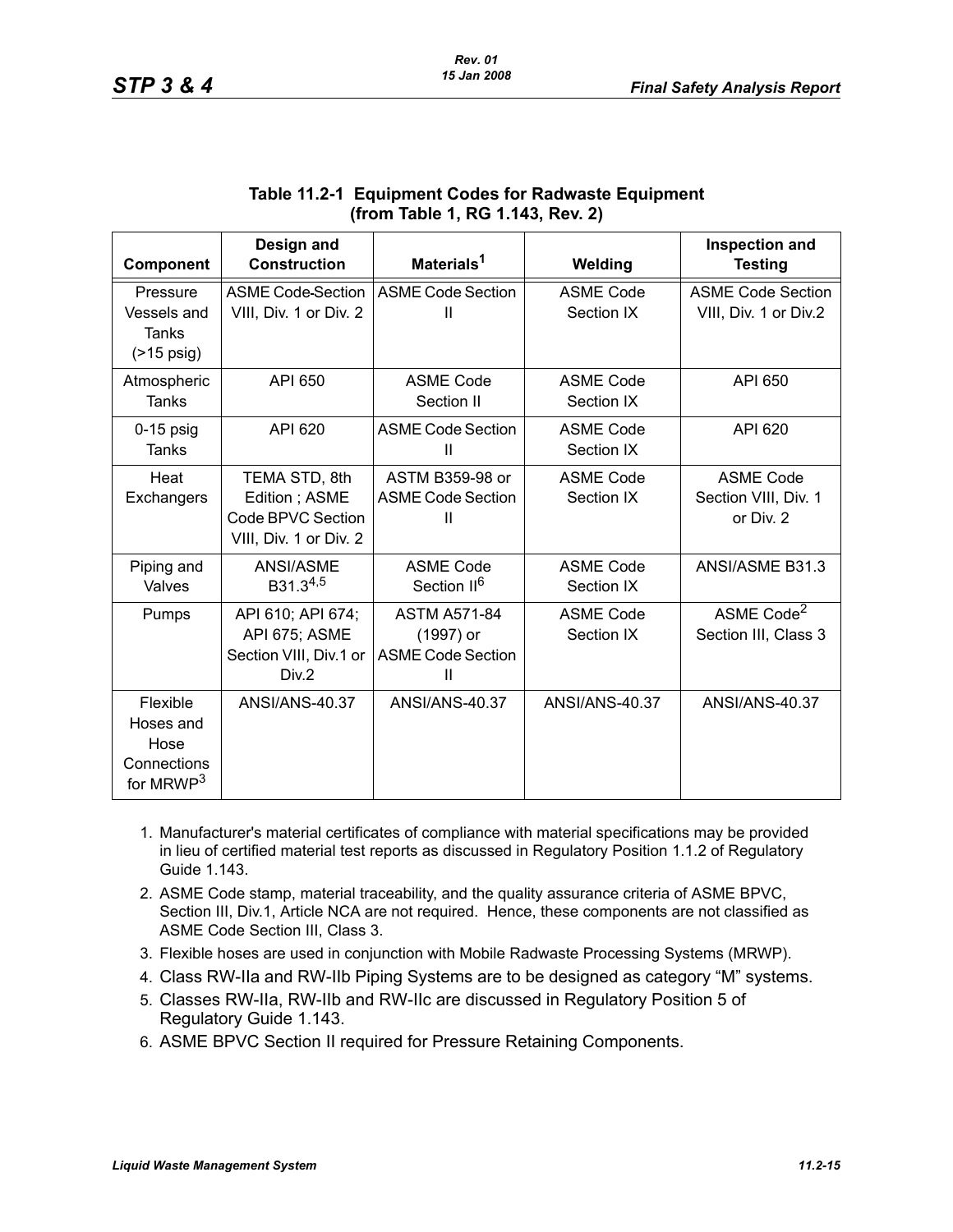**Table 11.2-1 Equipment Codes for Radwaste Equipment (from Table 1, RG 1.143, Rev. 2)**

| Component | Design and Construction | Materials[1] | Welding | Inspection and Testing |
|---|---|---|---|---|
| Pressure Vessels and Tanks (>15 psig) | ASME Code-Section VIII, Div. 1 or Div. 2 | ASME Code Section II | ASME Code Section IX | ASME Code Section VIII, Div. 1 or Div.2 |
| Atmospheric Tanks | API 650 | ASME Code Section II | ASME Code Section IX | API 650 |
| 0-15 psig Tanks | API 620 | ASME Code Section II | ASME Code Section IX | API 620 |
| Heat Exchangers | TEMA STD, 8th Edition ; ASME Code BPVC Section VIII, Div. 1 or Div. 2 | ASTM B359-98 or ASME Code Section II | ASME Code Section IX | ASME Code Section VIII, Div. 1 or Div. 2 |
| Piping and Valves | ANSI/ASME B31.3[4,5] | ASME Code Section II[6] | ASME Code Section IX | ANSI/ASME B31.3 |
| Pumps | API 610; API 674; API 675; ASME Section VIII, Div.1 or Div.2 | ASTM A571-84 (1997) or ASME Code Section II | ASME Code Section IX | ASME Code[2] Section III, Class 3 |
| Flexible Hoses and Hose Connections for MRWP[3] | ANSI/ANS-40.37 | ANSI/ANS-40.37 | ANSI/ANS-40.37 | ANSI/ANS-40.37 |

1. Manufacturer's material certificates of compliance with material specifications may be provided in lieu of certified material test reports as discussed in Regulatory Position 1.1.2 of Regulatory Guide 1.143.
2. ASME Code stamp, material traceability, and the quality assurance criteria of ASME BPVC, Section III, Div.1, Article NCA are not required. Hence, these components are not classified as ASME Code Section III, Class 3.
3. Flexible hoses are used in conjunction with Mobile Radwaste Processing Systems (MRWP).
4. Class RW-IIa and RW-IIb Piping Systems are to be designed as category "M" systems.
5. Classes RW-IIa, RW-IIb and RW-IIc are discussed in Regulatory Position 5 of Regulatory Guide 1.143.
6. ASME BPVC Section II required for Pressure Retaining Components.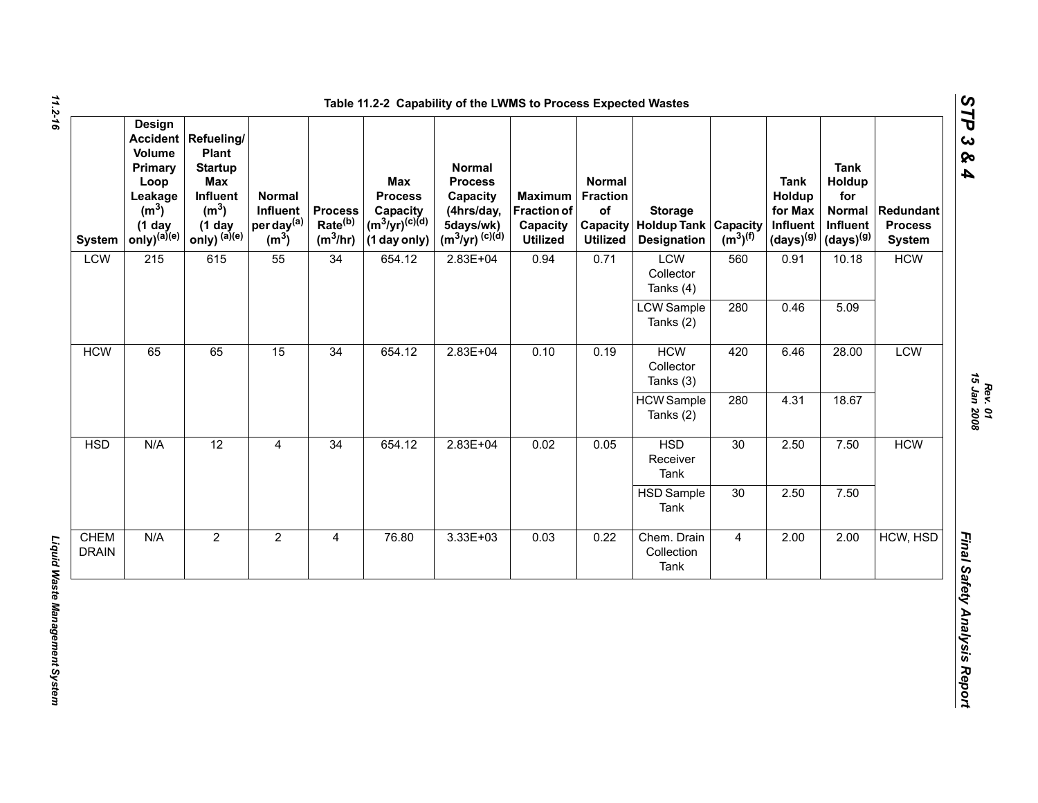**Table 11.2-2 Capability of the LWMS to Process Expected Wastes**

| System | Design Accident Volume Primary Loop Leakage ($m^3$) (1 day only)[(a)(e)] | Refueling/ Plant Startup Max Influent ($m^3$) (1 day only) [(a)(e)] | Normal Influent per day[(a)] ($m^3$) | Process Rate[(b)] ($m^3$/hr) | Max Process Capacity ($m^3$/yr)[(c)(d)] (1 day only) | Normal Process Capacity (4hrs/day, 5days/wk) ($m^3$/yr) [(c)(d)] | Maximum Fraction of Capacity Utilized | Normal Fraction of Capacity Utilized | Storage Holdup Tank Designation | Capacity ($m^3$)[(f)] | Tank Holdup for Max Influent (days)[(g)] | Tank Holdup for Normal Influent (days)[(g)] | Redundant Process System |
|---|---|---|---|---|---|---|---|---|---|---|---|---|---|
| LCW | 215 | 615 | 55 | 34 | 654.12 | 2.83E+04 | 0.94 | 0.71 | LCW Collector Tanks (4) | 560 | 0.91 | 10.18 | HCW |
| | | | | | | | | | LCW Sample Tanks (2) | 280 | 0.46 | 5.09 | |
| HCW | 65 | 65 | 15 | 34 | 654.12 | 2.83E+04 | 0.10 | 0.19 | HCW Collector Tanks (3) | 420 | 6.46 | 28.00 | LCW |
| | | | | | | | | | HCW Sample Tanks (2) | 280 | 4.31 | 18.67 | |
| HSD | N/A | 12 | 4 | 34 | 654.12 | 2.83E+04 | 0.02 | 0.05 | HSD Receiver Tank | 30 | 2.50 | 7.50 | HCW |
| | | | | | | | | | HSD Sample Tank | 30 | 2.50 | 7.50 | |
| CHEM DRAIN | N/A | 2 | 2 | 4 | 76.80 | 3.33E+03 | 0.03 | 0.22 | Chem. Drain Collection Tank | 4 | 2.00 | 2.00 | HCW, HSD |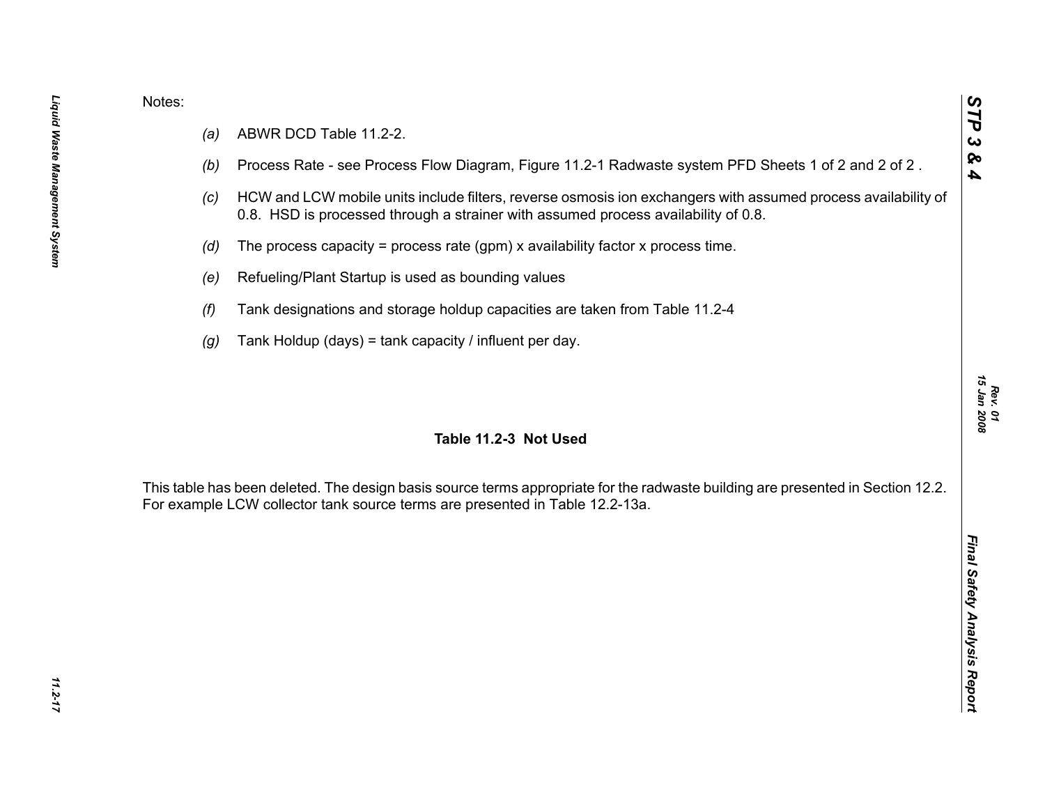Notes:

- *(a)* ABWR DCD Table 11.2-2.
- *(b)* Process Rate - see Process Flow Diagram, Figure 11.2-1 Radwaste system PFD Sheets 1 of 2 and 2 of 2 .
- *(c)* HCW and LCW mobile units include filters, reverse osmosis ion exchangers with assumed process availability of 0.8. HSD is processed through a strainer with assumed process availability of 0.8.
- *(d)* The process capacity = process rate (gpm) x availability factor x process time.
- *(e)* Refueling/Plant Startup is used as bounding values
- *(f)* Tank designations and storage holdup capacities are taken from Table 11.2-4
- *(g)* Tank Holdup (days) = tank capacity / influent per day.

**Table 11.2-3 Not Used**

This table has been deleted. The design basis source terms appropriate for the radwaste building are presented in Section 12.2. For example LCW collector tank source terms are presented in Table 12.2-13a.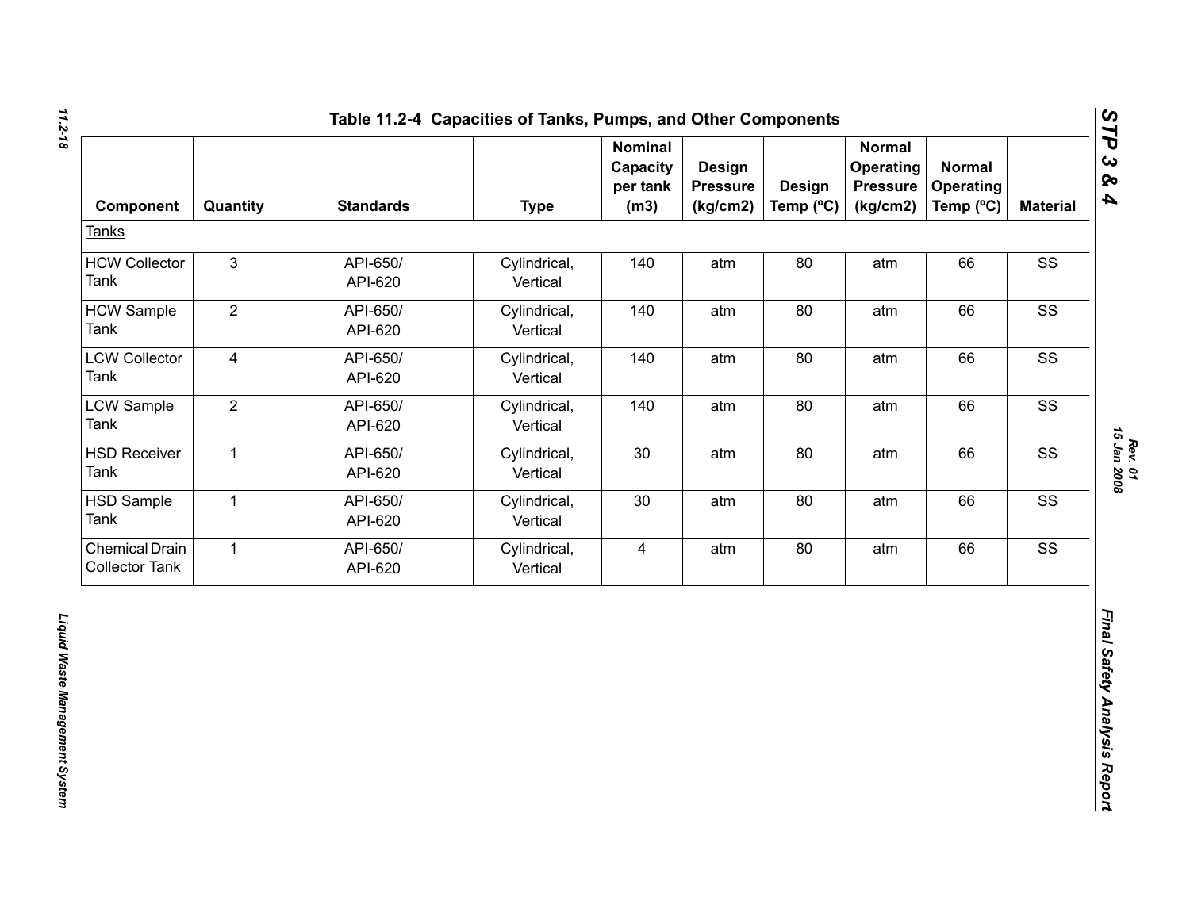Table 11.2-4 Capacities of Tanks, Pumps, and Other Components

| Component | Quantity | Standards | Type | Nominal Capacity per tank (m3) | Design Pressure (kg/cm2) | Design Temp (ºC) | Normal Operating Pressure (kg/cm2) | Normal Operating Temp (ºC) | Material |
|---|---|---|---|---|---|---|---|---|---|
| Tanks | | | | | | | | | |
| HCW Collector Tank | 3 | API-650/ API-620 | Cylindrical, Vertical | 140 | atm | 80 | atm | 66 | SS |
| HCW Sample Tank | 2 | API-650/ API-620 | Cylindrical, Vertical | 140 | atm | 80 | atm | 66 | SS |
| LCW Collector Tank | 4 | API-650/ API-620 | Cylindrical, Vertical | 140 | atm | 80 | atm | 66 | SS |
| LCW Sample Tank | 2 | API-650/ API-620 | Cylindrical, Vertical | 140 | atm | 80 | atm | 66 | SS |
| HSD Receiver Tank | 1 | API-650/ API-620 | Cylindrical, Vertical | 30 | atm | 80 | atm | 66 | SS |
| HSD Sample Tank | 1 | API-650/ API-620 | Cylindrical, Vertical | 30 | atm | 80 | atm | 66 | SS |
| Chemical Drain Collector Tank | 1 | API-650/ API-620 | Cylindrical, Vertical | 4 | atm | 80 | atm | 66 | SS |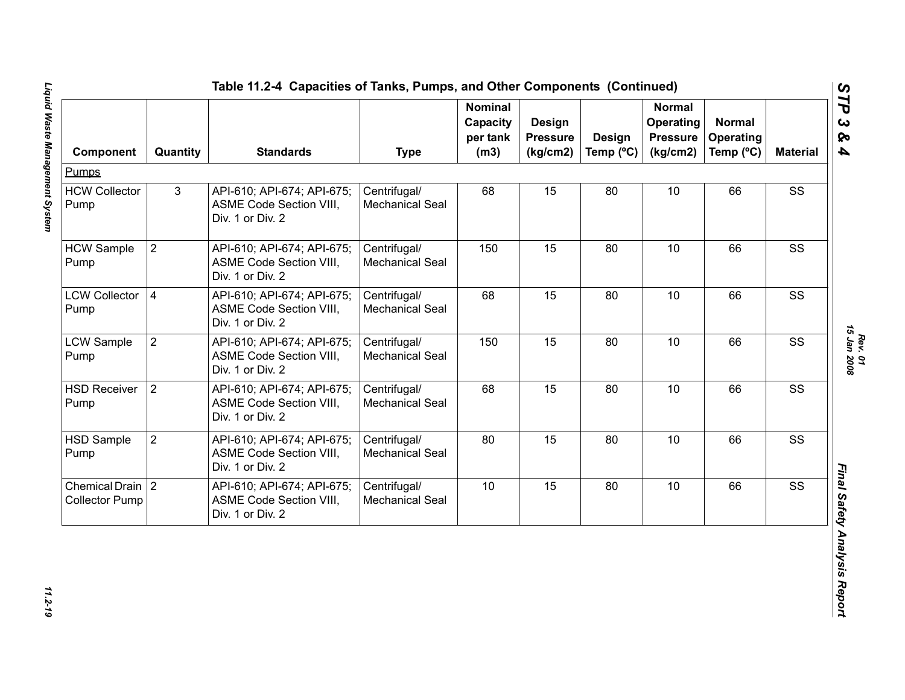## Table 11.2-4 Capacities of Tanks, Pumps, and Other Components (Continued)

| Component | Quantity | Standards | Type | Nominal Capacity per tank (m3) | Design Pressure (kg/cm2) | Design Temp (ºC) | Normal Operating Pressure (kg/cm2) | Normal Operating Temp (ºC) | Material |
|---|---|---|---|---|---|---|---|---|---|
| Pumps | | | | | | | | | |
| HCW Collector Pump | 3 | API-610; API-674; API-675; ASME Code Section VIII, Div. 1 or Div. 2 | Centrifugal/ Mechanical Seal | 68 | 15 | 80 | 10 | 66 | SS |
| HCW Sample Pump | 2 | API-610; API-674; API-675; ASME Code Section VIII, Div. 1 or Div. 2 | Centrifugal/ Mechanical Seal | 150 | 15 | 80 | 10 | 66 | SS |
| LCW Collector Pump | 4 | API-610; API-674; API-675; ASME Code Section VIII, Div. 1 or Div. 2 | Centrifugal/ Mechanical Seal | 68 | 15 | 80 | 10 | 66 | SS |
| LCW Sample Pump | 2 | API-610; API-674; API-675; ASME Code Section VIII, Div. 1 or Div. 2 | Centrifugal/ Mechanical Seal | 150 | 15 | 80 | 10 | 66 | SS |
| HSD Receiver Pump | 2 | API-610; API-674; API-675; ASME Code Section VIII, Div. 1 or Div. 2 | Centrifugal/ Mechanical Seal | 68 | 15 | 80 | 10 | 66 | SS |
| HSD Sample Pump | 2 | API-610; API-674; API-675; ASME Code Section VIII, Div. 1 or Div. 2 | Centrifugal/ Mechanical Seal | 80 | 15 | 80 | 10 | 66 | SS |
| Chemical Drain Collector Pump | 2 | API-610; API-674; API-675; ASME Code Section VIII, Div. 1 or Div. 2 | Centrifugal/ Mechanical Seal | 10 | 15 | 80 | 10 | 66 | SS |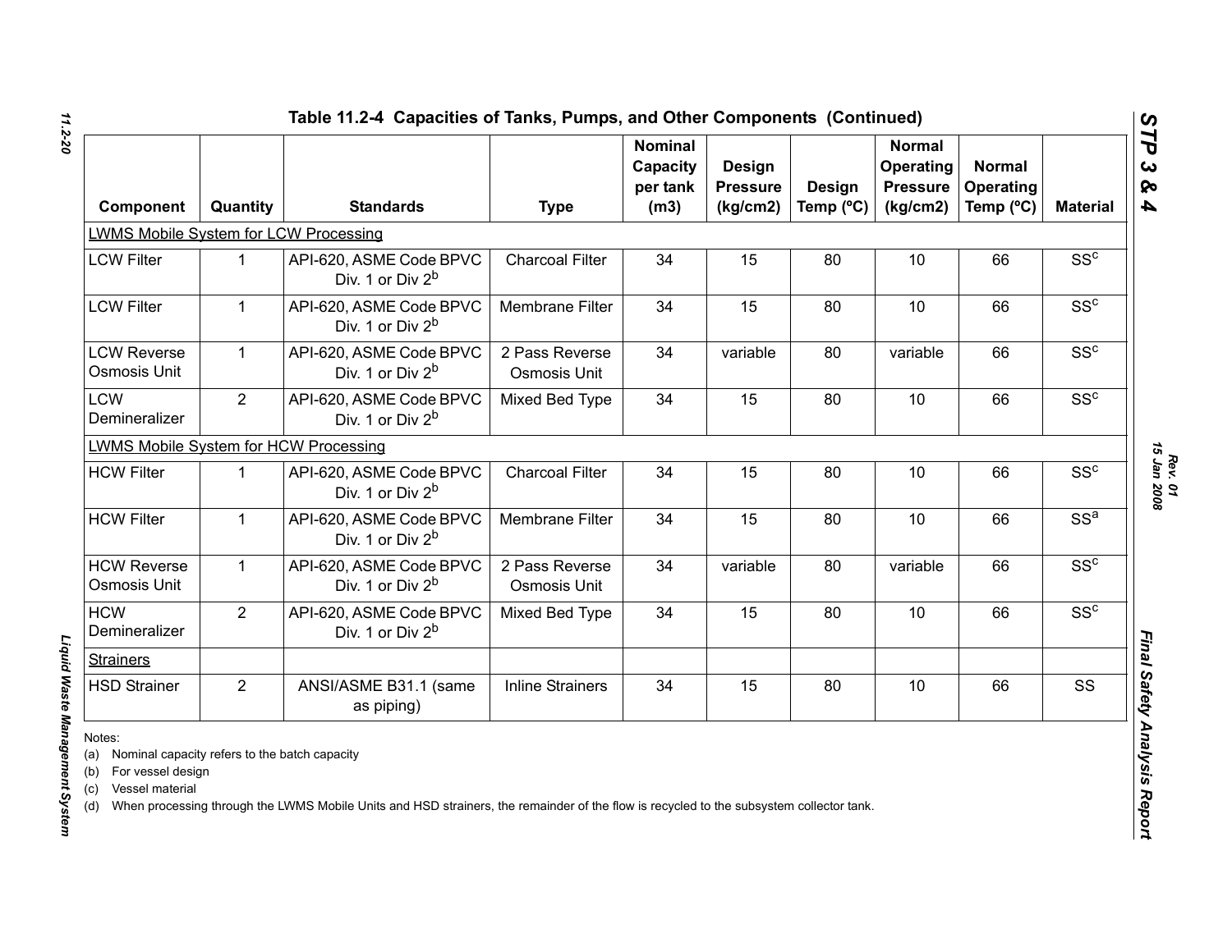## Table 11.2-4 Capacities of Tanks, Pumps, and Other Components (Continued)

| Component | Quantity | Standards | Type | Nominal Capacity per tank (m3) | Design Pressure (kg/cm2) | Design Temp (ºC) | Normal Operating Pressure (kg/cm2) | Normal Operating Temp (ºC) | Material |
|---|---|---|---|---|---|---|---|---|---|
| LWMS Mobile System for LCW Processing | | | | | | | | | |
| LCW Filter | 1 | API-620, ASME Code BPVC Div. 1 or Div 2[b] | Charcoal Filter | 34 | 15 | 80 | 10 | 66 | SS[c] |
| LCW Filter | 1 | API-620, ASME Code BPVC Div. 1 or Div 2[b] | Membrane Filter | 34 | 15 | 80 | 10 | 66 | SS[c] |
| LCW Reverse Osmosis Unit | 1 | API-620, ASME Code BPVC Div. 1 or Div 2[b] | 2 Pass Reverse Osmosis Unit | 34 | variable | 80 | variable | 66 | SS[c] |
| LCW Demineralizer | 2 | API-620, ASME Code BPVC Div. 1 or Div 2[b] | Mixed Bed Type | 34 | 15 | 80 | 10 | 66 | SS[c] |
| LWMS Mobile System for HCW Processing | | | | | | | | | |
| HCW Filter | 1 | API-620, ASME Code BPVC Div. 1 or Div 2[b] | Charcoal Filter | 34 | 15 | 80 | 10 | 66 | SS[c] |
| HCW Filter | 1 | API-620, ASME Code BPVC Div. 1 or Div 2[b] | Membrane Filter | 34 | 15 | 80 | 10 | 66 | SS[a] |
| HCW Reverse Osmosis Unit | 1 | API-620, ASME Code BPVC Div. 1 or Div 2[b] | 2 Pass Reverse Osmosis Unit | 34 | variable | 80 | variable | 66 | SS[c] |
| HCW Demineralizer | 2 | API-620, ASME Code BPVC Div. 1 or Div 2[b] | Mixed Bed Type | 34 | 15 | 80 | 10 | 66 | SS[c] |
| Strainers | | | | | | | | | |
| HSD Strainer | 2 | ANSI/ASME B31.1 (same as piping) | Inline Strainers | 34 | 15 | 80 | 10 | 66 | SS |

Notes:
(a) Nominal capacity refers to the batch capacity
(b) For vessel design
(c) Vessel material
(d) When processing through the LWMS Mobile Units and HSD strainers, the remainder of the flow is recycled to the subsystem collector tank.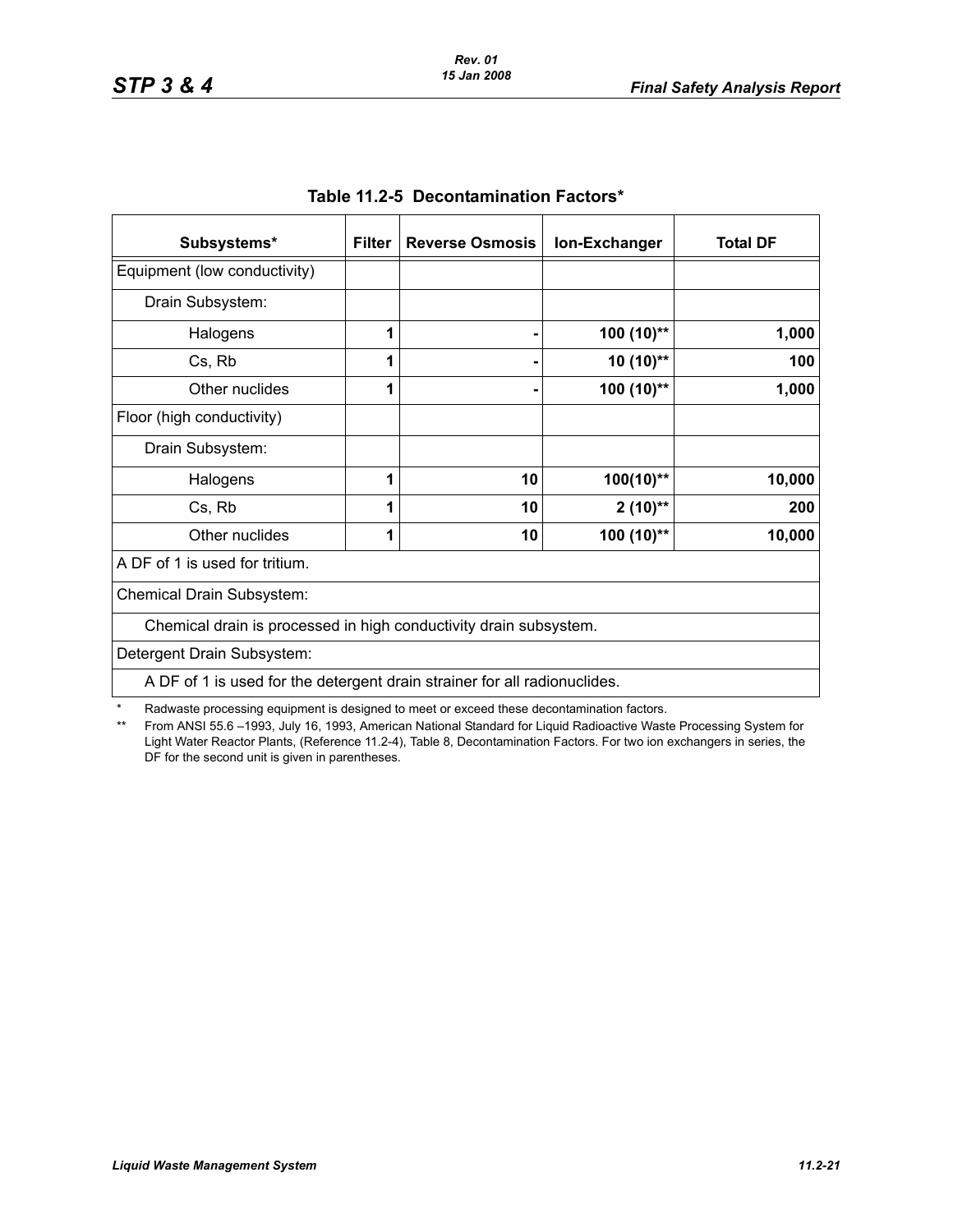**Table 11.2-5 Decontamination Factors***

| Subsystems* | Filter | Reverse Osmosis | Ion-Exchanger | Total DF |
|---|---|---|---|---|
| Equipment (low conductivity) | | | | |
| Drain Subsystem: | | | | |
| Halogens | 1 | - | 100 (10)** | 1,000 |
| Cs, Rb | 1 | - | 10 (10)** | 100 |
| Other nuclides | 1 | - | 100 (10)** | 1,000 |
| Floor (high conductivity) | | | | |
| Drain Subsystem: | | | | |
| Halogens | 1 | 10 | 100(10)** | 10,000 |
| Cs, Rb | 1 | 10 | 2 (10)** | 200 |
| Other nuclides | 1 | 10 | 100 (10)** | 10,000 |
| A DF of 1 is used for tritium. | | | | |
| Chemical Drain Subsystem: | | | | |
| Chemical drain is processed in high conductivity drain subsystem. | | | | |
| Detergent Drain Subsystem: | | | | |
| A DF of 1 is used for the detergent drain strainer for all radionuclides. | | | | |

\* Radwaste processing equipment is designed to meet or exceed these decontamination factors.

\*\* From ANSI 55.6 –1993, July 16, 1993, American National Standard for Liquid Radioactive Waste Processing System for Light Water Reactor Plants, (Reference 11.2-4), Table 8, Decontamination Factors. For two ion exchangers in series, the DF for the second unit is given in parentheses.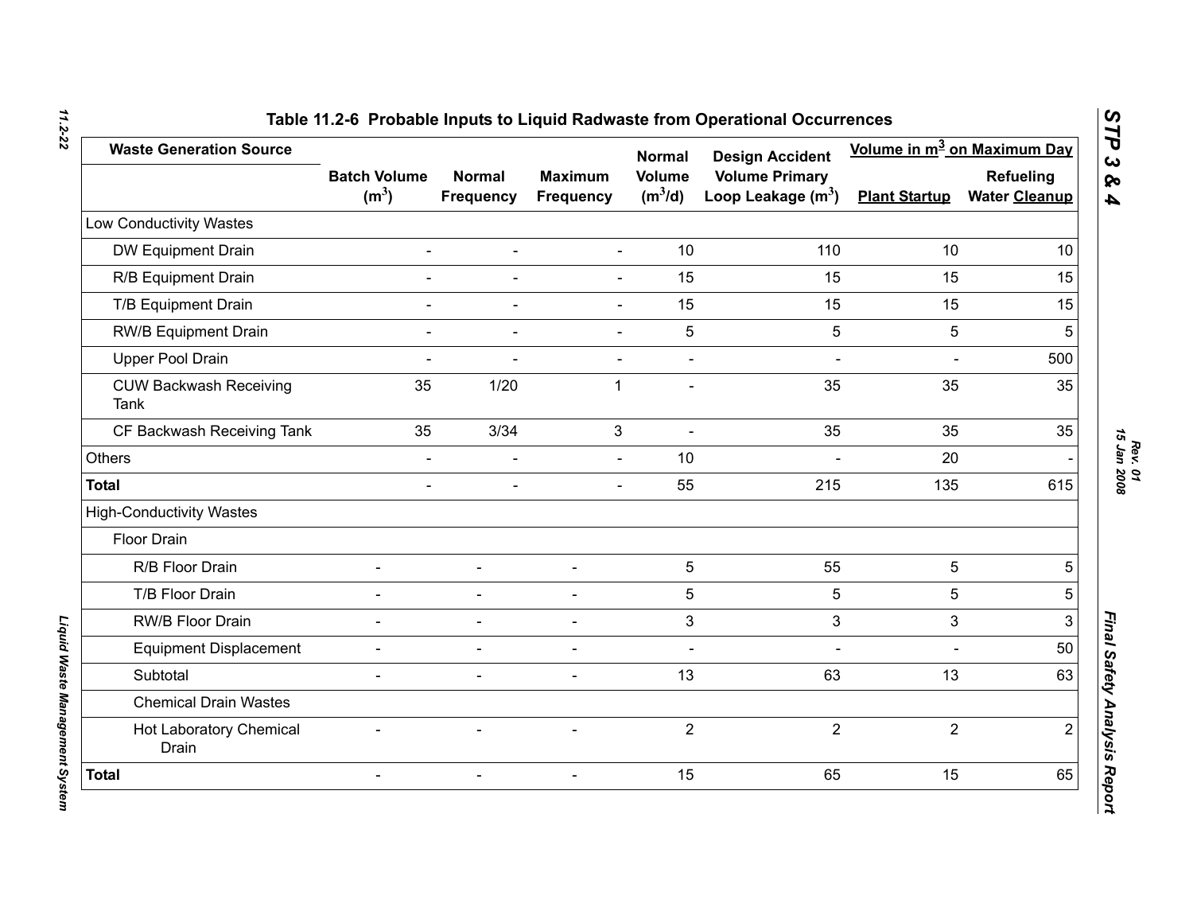# Table 11.2-6 Probable Inputs to Liquid Radwaste from Operational Occurrences

| Waste Generation Source | Batch Volume ($m^3$) | Normal Frequency | Maximum Frequency | Normal Volume ($m^3$/d) | Design Accident Volume Primary Loop Leakage ($m^3$) | Volume in $m^3$ on Maximum Day | |
|---|---|---|---|---|---|---|---|
| | | | | | | Plant Startup | Refueling Water Cleanup |
| Low Conductivity Wastes | | | | | | | |
| DW Equipment Drain | - | - | - | 10 | 110 | 10 | 10 |
| R/B Equipment Drain | - | - | - | 15 | 15 | 15 | 15 |
| T/B Equipment Drain | - | - | - | 15 | 15 | 15 | 15 |
| RW/B Equipment Drain | - | - | - | 5 | 5 | 5 | 5 |
| Upper Pool Drain | - | - | - | - | - | - | 500 |
| CUW Backwash Receiving Tank | 35 | 1/20 | 1 | - | 35 | 35 | 35 |
| CF Backwash Receiving Tank | 35 | 3/34 | 3 | - | 35 | 35 | 35 |
| Others | - | - | - | 10 | - | 20 | - |
| **Total** | - | - | - | 55 | 215 | 135 | 615 |
| High-Conductivity Wastes | | | | | | | |
| Floor Drain | | | | | | | |
| R/B Floor Drain | - | - | - | 5 | 55 | 5 | 5 |
| T/B Floor Drain | - | - | - | 5 | 5 | 5 | 5 |
| RW/B Floor Drain | - | - | - | 3 | 3 | 3 | 3 |
| Equipment Displacement | - | - | - | - | - | - | 50 |
| Subtotal | - | - | - | 13 | 63 | 13 | 63 |
| Chemical Drain Wastes | | | | | | | |
| Hot Laboratory Chemical Drain | - | - | - | 2 | 2 | 2 | 2 |
| **Total** | - | - | - | 15 | 65 | 15 | 65 |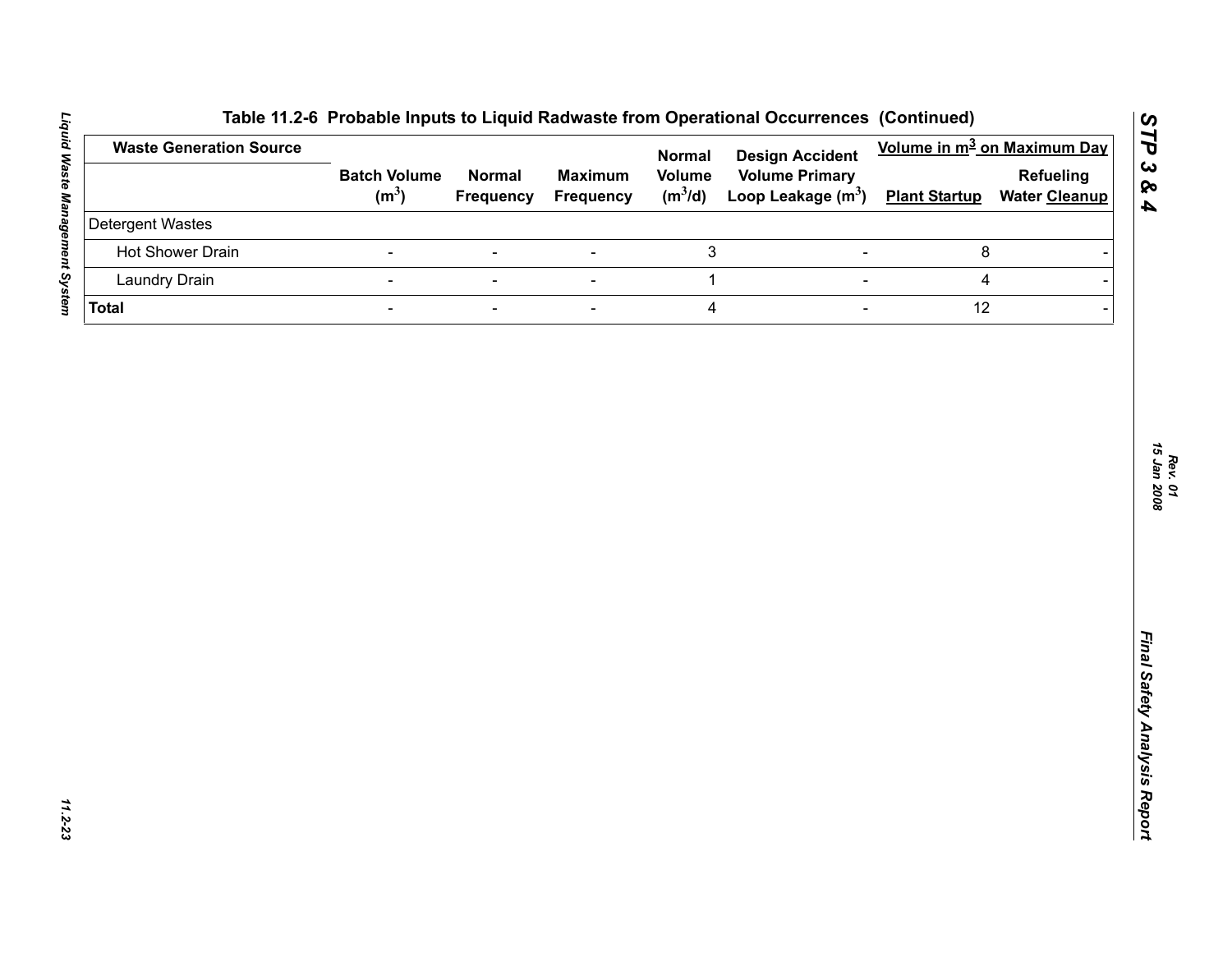## Table 11.2-6 Probable Inputs to Liquid Radwaste from Operational Occurrences (Continued)

| Waste Generation Source | Batch Volume ($m^3$) | Normal Frequency | Maximum Frequency | Normal Volume ($m^3/d$) | Design Accident Volume Primary Loop Leakage ($m^3$) | Volume in $m^3$ on Maximum Day | |
|---|---|---|---|---|---|---|---|
| | | | | | | Plant Startup | Refueling Water Cleanup |
| Detergent Wastes | | | | | | | |
| Hot Shower Drain | - | - | - | 3 | - | 8 | - |
| Laundry Drain | - | - | - | 1 | - | 4 | - |
| **Total** | - | - | - | 4 | - | 12 | - |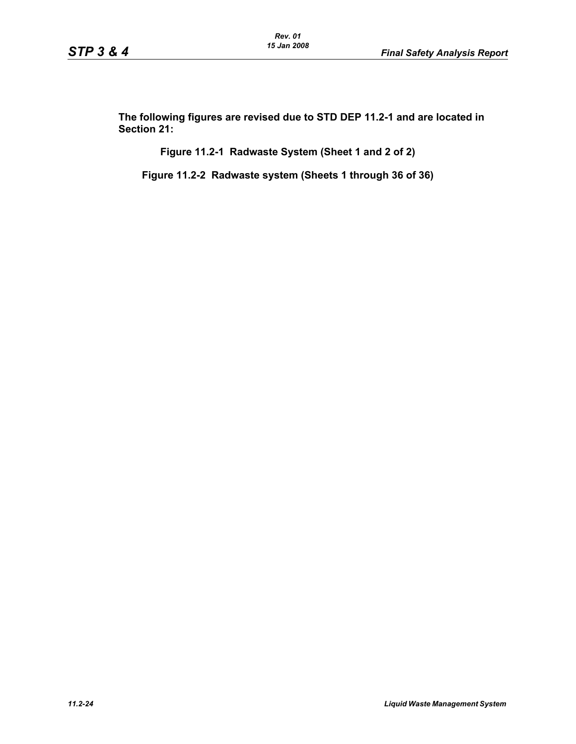**The following figures are revised due to STD DEP 11.2-1 and are located in Section 21:**

**Figure 11.2-1 Radwaste System (Sheet 1 and 2 of 2)**

**Figure 11.2-2 Radwaste system (Sheets 1 through 36 of 36)**